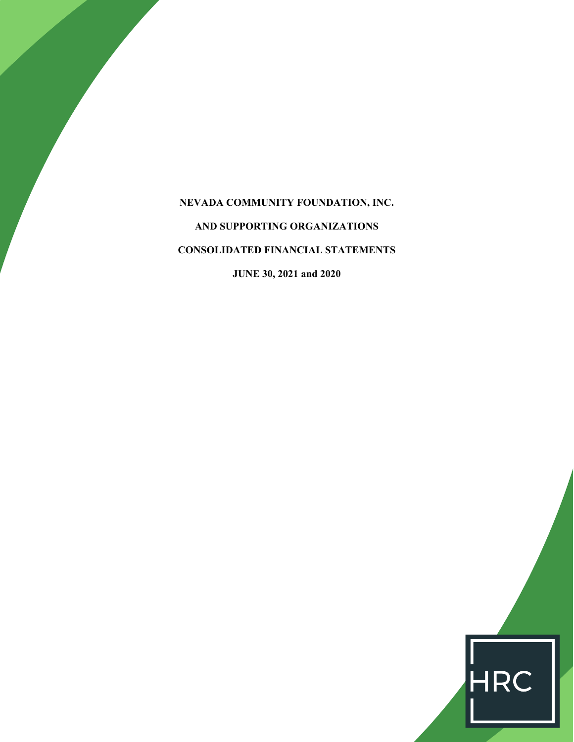# NEVADA COMMUNITY FOUNDATION, INC.

## AND SUPPORTING ORGANIZATIONS

## CONSOLIDATED FINANCIAL STATEMENTS

## JUNE 30, 2021 and 2020

HRC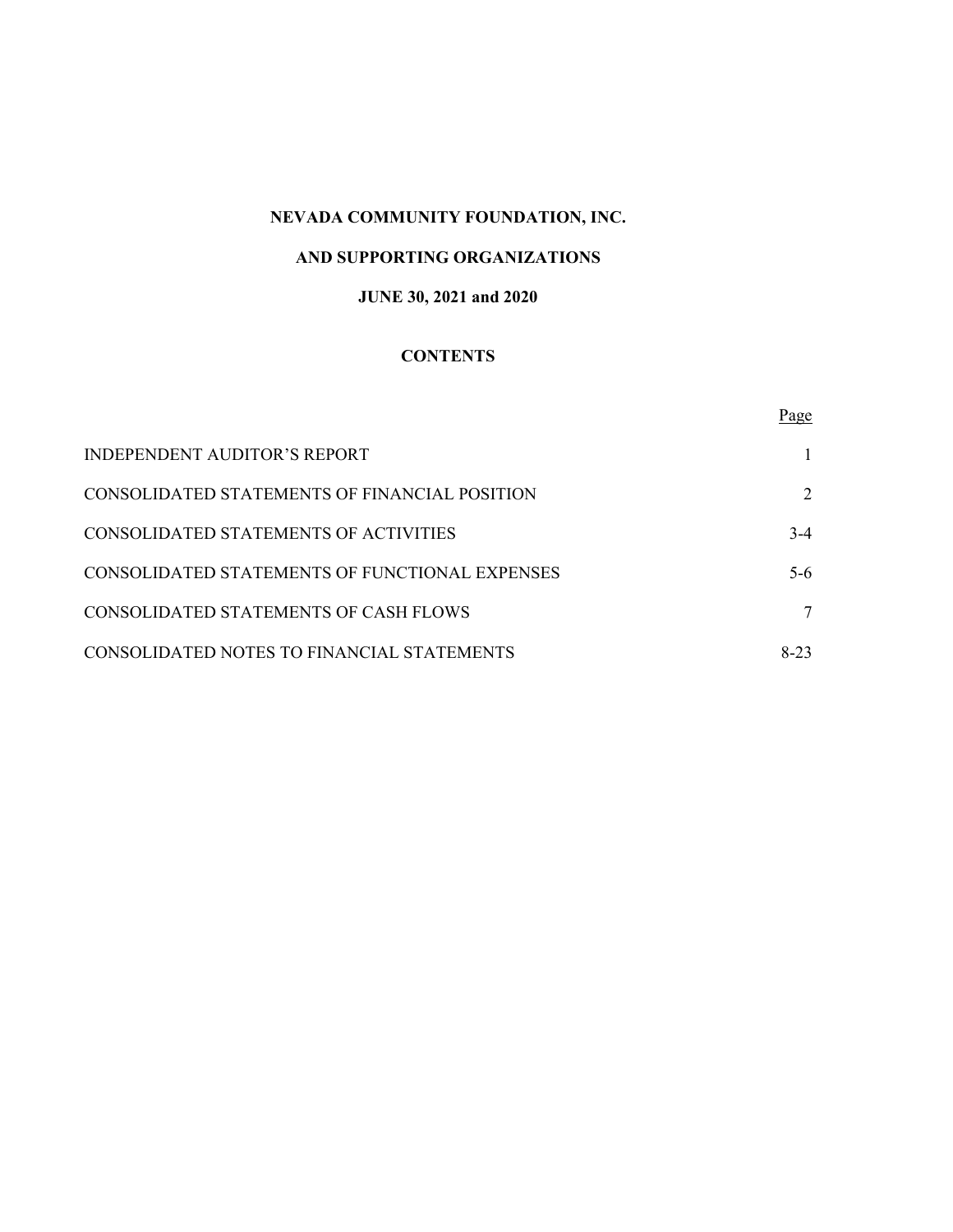**NEVADA COMMUNITY FOUNDATION, INC.**

**AND SUPPORTING ORGANIZATIONS**

**JUNE 30, 2021 and 2020**

**CONTENTS**

| | Page |
|---|---|
| INDEPENDENT AUDITOR'S REPORT | 1 |
| CONSOLIDATED STATEMENTS OF FINANCIAL POSITION | 2 |
| CONSOLIDATED STATEMENTS OF ACTIVITIES | 3-4 |
| CONSOLIDATED STATEMENTS OF FUNCTIONAL EXPENSES | 5-6 |
| CONSOLIDATED STATEMENTS OF CASH FLOWS | 7 |
| CONSOLIDATED NOTES TO FINANCIAL STATEMENTS | 8-23 |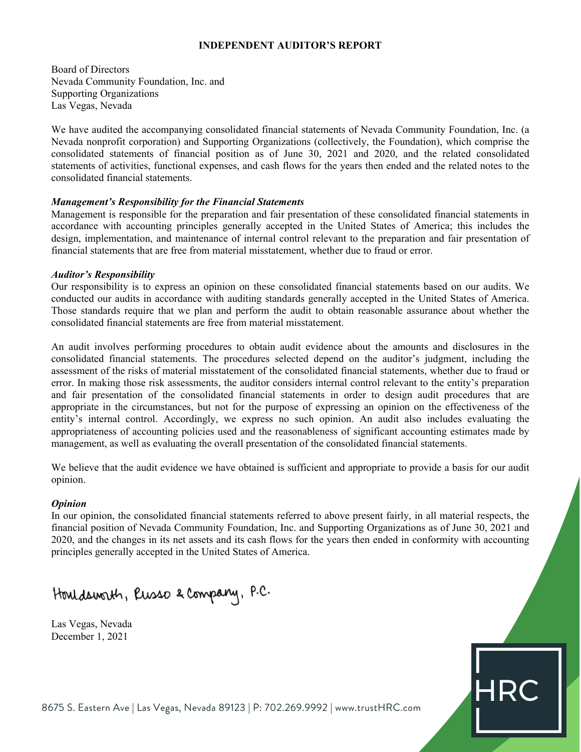**INDEPENDENT AUDITOR'S REPORT**

Board of Directors
Nevada Community Foundation, Inc. and
Supporting Organizations
Las Vegas, Nevada

We have audited the accompanying consolidated financial statements of Nevada Community Foundation, Inc. (a Nevada nonprofit corporation) and Supporting Organizations (collectively, the Foundation), which comprise the consolidated statements of financial position as of June 30, 2021 and 2020, and the related consolidated statements of activities, functional expenses, and cash flows for the years then ended and the related notes to the consolidated financial statements.

***Management's Responsibility for the Financial Statements***

Management is responsible for the preparation and fair presentation of these consolidated financial statements in accordance with accounting principles generally accepted in the United States of America; this includes the design, implementation, and maintenance of internal control relevant to the preparation and fair presentation of financial statements that are free from material misstatement, whether due to fraud or error.

***Auditor's Responsibility***

Our responsibility is to express an opinion on these consolidated financial statements based on our audits. We conducted our audits in accordance with auditing standards generally accepted in the United States of America. Those standards require that we plan and perform the audit to obtain reasonable assurance about whether the consolidated financial statements are free from material misstatement.

An audit involves performing procedures to obtain audit evidence about the amounts and disclosures in the consolidated financial statements. The procedures selected depend on the auditor's judgment, including the assessment of the risks of material misstatement of the consolidated financial statements, whether due to fraud or error. In making those risk assessments, the auditor considers internal control relevant to the entity's preparation and fair presentation of the consolidated financial statements in order to design audit procedures that are appropriate in the circumstances, but not for the purpose of expressing an opinion on the effectiveness of the entity's internal control. Accordingly, we express no such opinion. An audit also includes evaluating the appropriateness of accounting policies used and the reasonableness of significant accounting estimates made by management, as well as evaluating the overall presentation of the consolidated financial statements.

We believe that the audit evidence we have obtained is sufficient and appropriate to provide a basis for our audit opinion.

***Opinion***

In our opinion, the consolidated financial statements referred to above present fairly, in all material respects, the financial position of Nevada Community Foundation, Inc. and Supporting Organizations as of June 30, 2021 and 2020, and the changes in its net assets and its cash flows for the years then ended in conformity with accounting principles generally accepted in the United States of America.

Houldsworth, Russo & Company, P.C.

Las Vegas, Nevada
December 1, 2021

8675 S. Eastern Ave | Las Vegas, Nevada 89123 | P: 702.269.9992 | www.trustHRC.com

HRC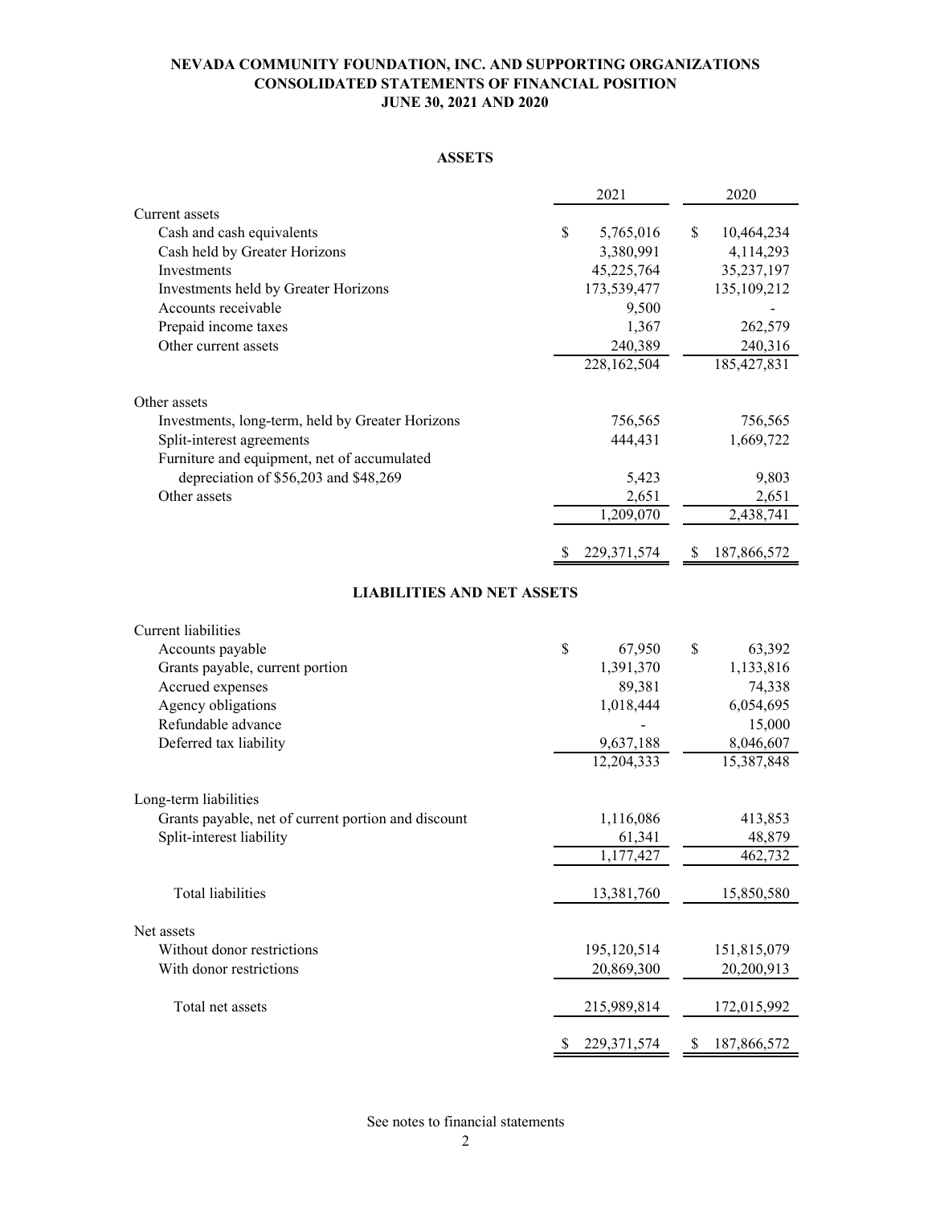# NEVADA COMMUNITY FOUNDATION, INC. AND SUPPORTING ORGANIZATIONS
## CONSOLIDATED STATEMENTS OF FINANCIAL POSITION
### JUNE 30, 2021 AND 2020

### ASSETS

| | 2021 | 2020 |
|---|---|---|
| Current assets | | |
| Cash and cash equivalents | $ 5,765,016 | $ 10,464,234 |
| Cash held by Greater Horizons | 3,380,991 | 4,114,293 |
| Investments | 45,225,764 | 35,237,197 |
| Investments held by Greater Horizons | 173,539,477 | 135,109,212 |
| Accounts receivable | 9,500 | - |
| Prepaid income taxes | 1,367 | 262,579 |
| Other current assets | 240,389 | 240,316 |
| | 228,162,504 | 185,427,831 |
| Other assets | | |
| Investments, long-term, held by Greater Horizons | 756,565 | 756,565 |
| Split-interest agreements | 444,431 | 1,669,722 |
| Furniture and equipment, net of accumulated depreciation of $56,203 and $48,269 | 5,423 | 9,803 |
| Other assets | 2,651 | 2,651 |
| | 1,209,070 | 2,438,741 |
| | $ 229,371,574 | $ 187,866,572 |

### LIABILITIES AND NET ASSETS

| | 2021 | 2020 |
|---|---|---|
| Current liabilities | | |
| Accounts payable | $ 67,950 | $ 63,392 |
| Grants payable, current portion | 1,391,370 | 1,133,816 |
| Accrued expenses | 89,381 | 74,338 |
| Agency obligations | 1,018,444 | 6,054,695 |
| Refundable advance | - | 15,000 |
| Deferred tax liability | 9,637,188 | 8,046,607 |
| | 12,204,333 | 15,387,848 |
| Long-term liabilities | | |
| Grants payable, net of current portion and discount | 1,116,086 | 413,853 |
| Split-interest liability | 61,341 | 48,879 |
| | 1,177,427 | 462,732 |
| Total liabilities | 13,381,760 | 15,850,580 |
| Net assets | | |
| Without donor restrictions | 195,120,514 | 151,815,079 |
| With donor restrictions | 20,869,300 | 20,200,913 |
| Total net assets | 215,989,814 | 172,015,992 |
| | $ 229,371,574 | $ 187,866,572 |

See notes to financial statements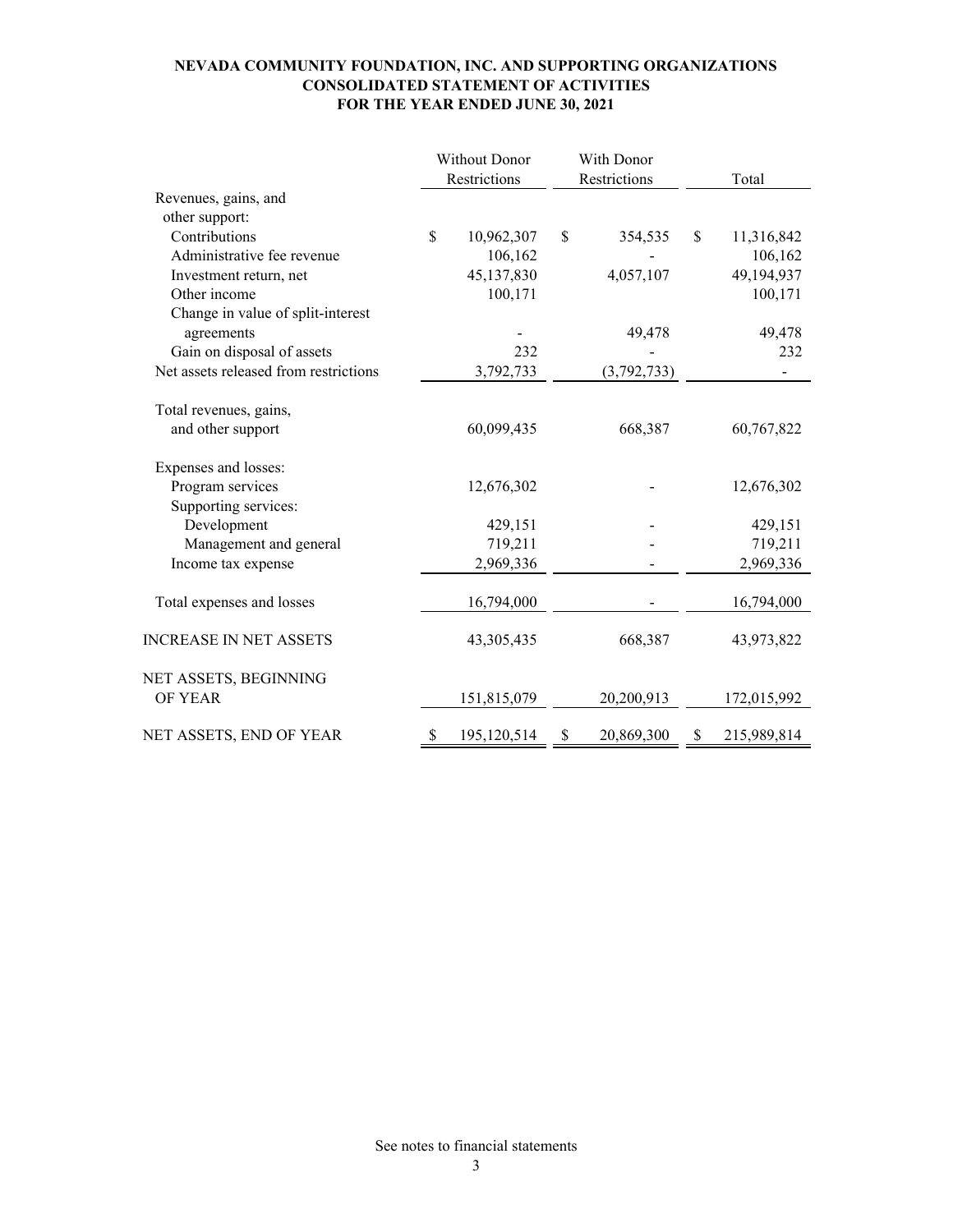**NEVADA COMMUNITY FOUNDATION, INC. AND SUPPORTING ORGANIZATIONS**
**CONSOLIDATED STATEMENT OF ACTIVITIES**
**FOR THE YEAR ENDED JUNE 30, 2021**

| | Without Donor Restrictions | With Donor Restrictions | Total |
|---|---|---|---|
| Revenues, gains, and other support: | | | |
| Contributions | $ 10,962,307 | $ 354,535 | $ 11,316,842 |
| Administrative fee revenue | 106,162 | - | 106,162 |
| Investment return, net | 45,137,830 | 4,057,107 | 49,194,937 |
| Other income | 100,171 | | 100,171 |
| Change in value of split-interest agreements | - | 49,478 | 49,478 |
| Gain on disposal of assets | 232 | - | 232 |
| Net assets released from restrictions | 3,792,733 | (3,792,733) | - |
| Total revenues, gains, and other support | 60,099,435 | 668,387 | 60,767,822 |
| Expenses and losses: | | | |
| Program services | 12,676,302 | - | 12,676,302 |
| Supporting services: | | | |
| Development | 429,151 | - | 429,151 |
| Management and general | 719,211 | - | 719,211 |
| Income tax expense | 2,969,336 | - | 2,969,336 |
| Total expenses and losses | 16,794,000 | - | 16,794,000 |
| INCREASE IN NET ASSETS | 43,305,435 | 668,387 | 43,973,822 |
| NET ASSETS, BEGINNING OF YEAR | 151,815,079 | 20,200,913 | 172,015,992 |
| NET ASSETS, END OF YEAR | $ 195,120,514 | $ 20,869,300 | $ 215,989,814 |

See notes to financial statements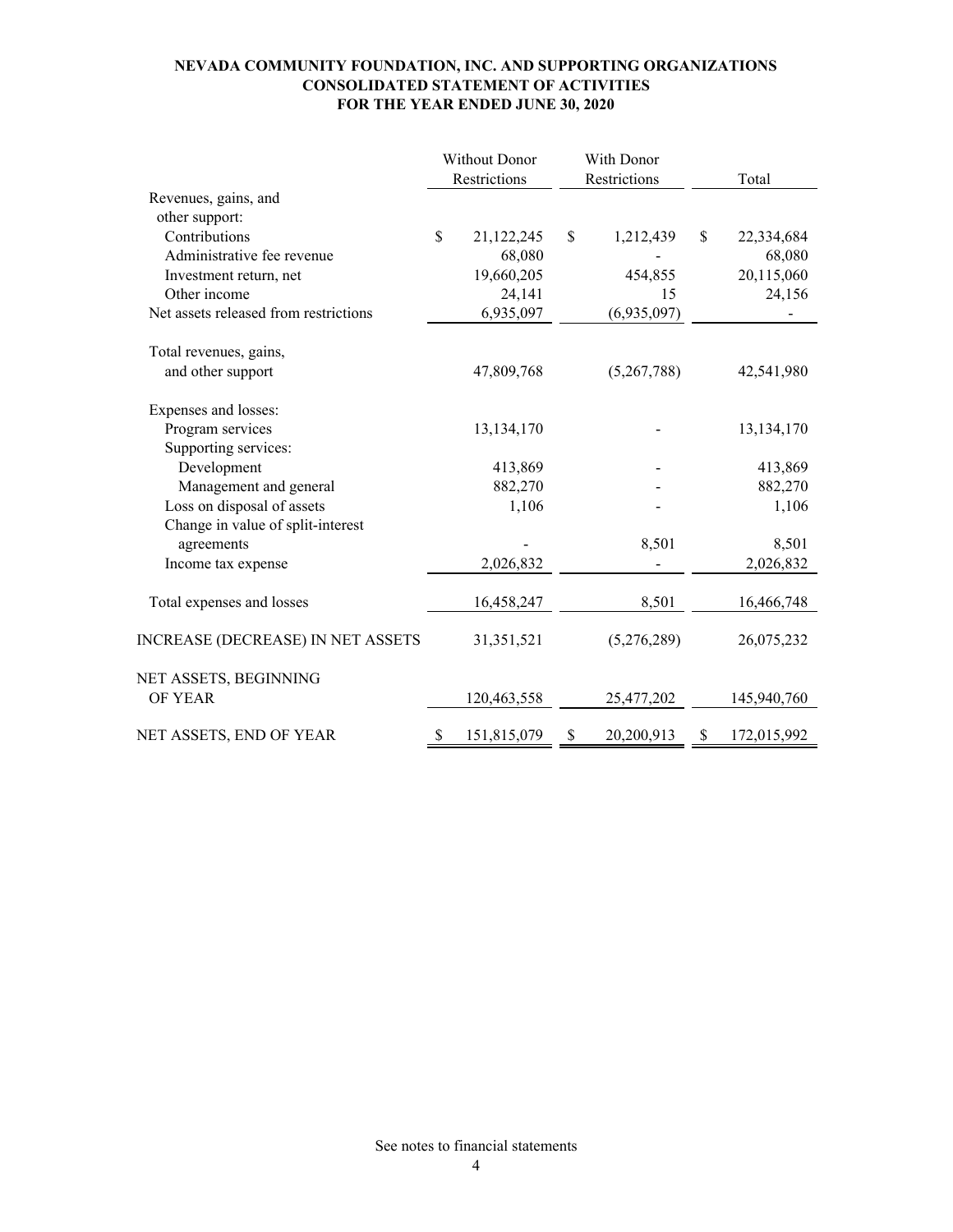**NEVADA COMMUNITY FOUNDATION, INC. AND SUPPORTING ORGANIZATIONS**
**CONSOLIDATED STATEMENT OF ACTIVITIES**
**FOR THE YEAR ENDED JUNE 30, 2020**

| | Without Donor Restrictions | With Donor Restrictions | Total |
|---|---|---|---|
| Revenues, gains, and other support: | | | |
| Contributions | $ 21,122,245 | $ 1,212,439 | $ 22,334,684 |
| Administrative fee revenue | 68,080 | - | 68,080 |
| Investment return, net | 19,660,205 | 454,855 | 20,115,060 |
| Other income | 24,141 | 15 | 24,156 |
| Net assets released from restrictions | 6,935,097 | (6,935,097) | - |
| Total revenues, gains, and other support | 47,809,768 | (5,267,788) | 42,541,980 |
| Expenses and losses: | | | |
| Program services | 13,134,170 | - | 13,134,170 |
| Supporting services: | | | |
| Development | 413,869 | - | 413,869 |
| Management and general | 882,270 | - | 882,270 |
| Loss on disposal of assets | 1,106 | - | 1,106 |
| Change in value of split-interest agreements | - | 8,501 | 8,501 |
| Income tax expense | 2,026,832 | - | 2,026,832 |
| Total expenses and losses | 16,458,247 | 8,501 | 16,466,748 |
| INCREASE (DECREASE) IN NET ASSETS | 31,351,521 | (5,276,289) | 26,075,232 |
| NET ASSETS, BEGINNING OF YEAR | 120,463,558 | 25,477,202 | 145,940,760 |
| NET ASSETS, END OF YEAR | $ 151,815,079 | $ 20,200,913 | $ 172,015,992 |

See notes to financial statements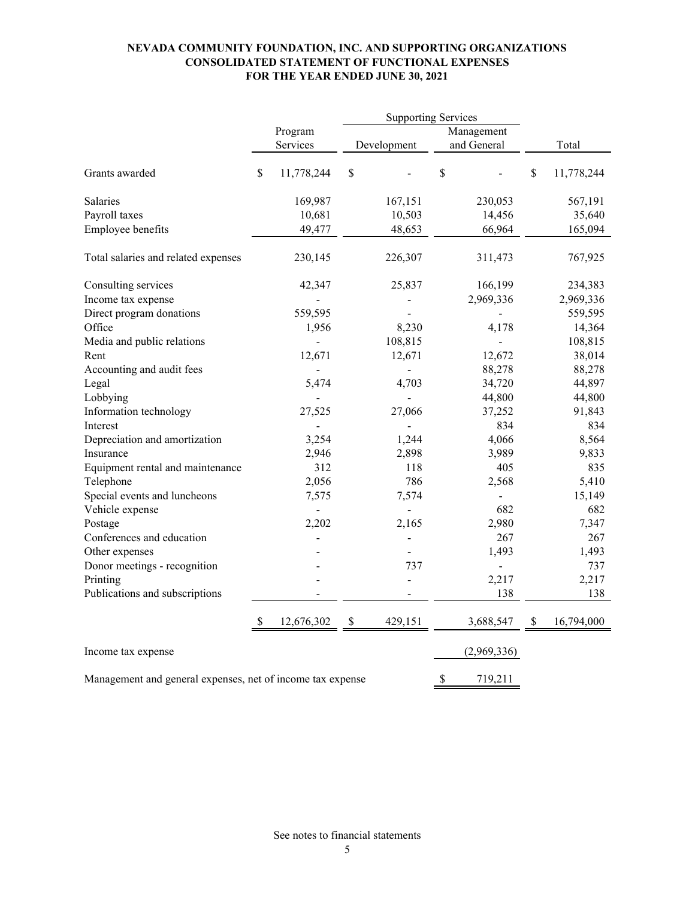**NEVADA COMMUNITY FOUNDATION, INC. AND SUPPORTING ORGANIZATIONS**
**CONSOLIDATED STATEMENT OF FUNCTIONAL EXPENSES**
**FOR THE YEAR ENDED JUNE 30, 2021**

| | | Supporting Services | | |
|---|---|---|---|---|
| | Program Services | Development | Management and General | Total |
| Grants awarded | $ 11,778,244 | $ - | $ - | $ 11,778,244 |
| Salaries | 169,987 | 167,151 | 230,053 | 567,191 |
| Payroll taxes | 10,681 | 10,503 | 14,456 | 35,640 |
| Employee benefits | 49,477 | 48,653 | 66,964 | 165,094 |
| Total salaries and related expenses | 230,145 | 226,307 | 311,473 | 767,925 |
| Consulting services | 42,347 | 25,837 | 166,199 | 234,383 |
| Income tax expense | - | - | 2,969,336 | 2,969,336 |
| Direct program donations | 559,595 | - | - | 559,595 |
| Office | 1,956 | 8,230 | 4,178 | 14,364 |
| Media and public relations | - | 108,815 | - | 108,815 |
| Rent | 12,671 | 12,671 | 12,672 | 38,014 |
| Accounting and audit fees | - | - | 88,278 | 88,278 |
| Legal | 5,474 | 4,703 | 34,720 | 44,897 |
| Lobbying | - | - | 44,800 | 44,800 |
| Information technology | 27,525 | 27,066 | 37,252 | 91,843 |
| Interest | - | - | 834 | 834 |
| Depreciation and amortization | 3,254 | 1,244 | 4,066 | 8,564 |
| Insurance | 2,946 | 2,898 | 3,989 | 9,833 |
| Equipment rental and maintenance | 312 | 118 | 405 | 835 |
| Telephone | 2,056 | 786 | 2,568 | 5,410 |
| Special events and luncheons | 7,575 | 7,574 | - | 15,149 |
| Vehicle expense | - | - | 682 | 682 |
| Postage | 2,202 | 2,165 | 2,980 | 7,347 |
| Conferences and education | - | - | 267 | 267 |
| Other expenses | - | - | 1,493 | 1,493 |
| Donor meetings - recognition | - | 737 | - | 737 |
| Printing | - | - | 2,217 | 2,217 |
| Publications and subscriptions | - | - | 138 | 138 |
| | $ 12,676,302 | $ 429,151 | 3,688,547 | $ 16,794,000 |
| Income tax expense | | | (2,969,336) | |
| Management and general expenses, net of income tax expense | | | $ 719,211 | |

See notes to financial statements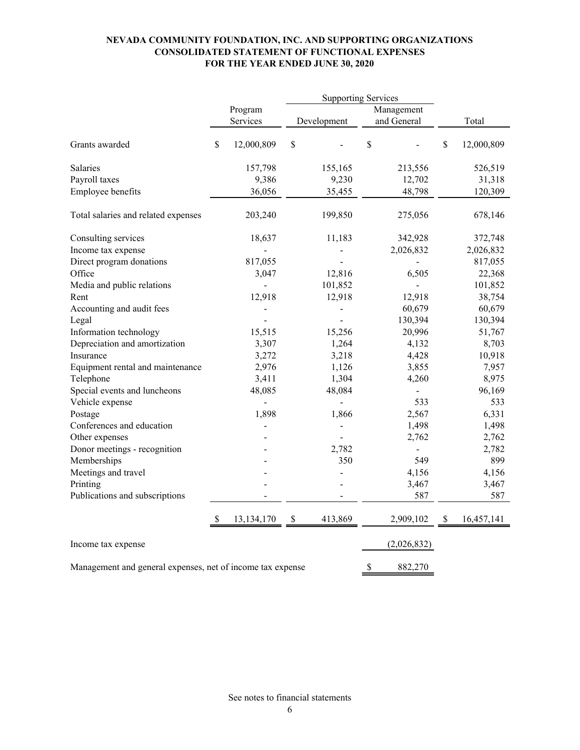**NEVADA COMMUNITY FOUNDATION, INC. AND SUPPORTING ORGANIZATIONS**
**CONSOLIDATED STATEMENT OF FUNCTIONAL EXPENSES**
**FOR THE YEAR ENDED JUNE 30, 2020**

| | Program Services | Supporting Services | | Total |
|---|---|---|---|---|
| | | Development | Management and General | |
| Grants awarded | $ 12,000,809 | $ - | $ - | $ 12,000,809 |
| Salaries | 157,798 | 155,165 | 213,556 | 526,519 |
| Payroll taxes | 9,386 | 9,230 | 12,702 | 31,318 |
| Employee benefits | 36,056 | 35,455 | 48,798 | 120,309 |
| Total salaries and related expenses | 203,240 | 199,850 | 275,056 | 678,146 |
| Consulting services | 18,637 | 11,183 | 342,928 | 372,748 |
| Income tax expense | - | - | 2,026,832 | 2,026,832 |
| Direct program donations | 817,055 | - | - | 817,055 |
| Office | 3,047 | 12,816 | 6,505 | 22,368 |
| Media and public relations | - | 101,852 | - | 101,852 |
| Rent | 12,918 | 12,918 | 12,918 | 38,754 |
| Accounting and audit fees | - | - | 60,679 | 60,679 |
| Legal | - | - | 130,394 | 130,394 |
| Information technology | 15,515 | 15,256 | 20,996 | 51,767 |
| Depreciation and amortization | 3,307 | 1,264 | 4,132 | 8,703 |
| Insurance | 3,272 | 3,218 | 4,428 | 10,918 |
| Equipment rental and maintenance | 2,976 | 1,126 | 3,855 | 7,957 |
| Telephone | 3,411 | 1,304 | 4,260 | 8,975 |
| Special events and luncheons | 48,085 | 48,084 | - | 96,169 |
| Vehicle expense | - | - | 533 | 533 |
| Postage | 1,898 | 1,866 | 2,567 | 6,331 |
| Conferences and education | - | - | 1,498 | 1,498 |
| Other expenses | - | - | 2,762 | 2,762 |
| Donor meetings - recognition | - | 2,782 | - | 2,782 |
| Memberships | - | 350 | 549 | 899 |
| Meetings and travel | - | - | 4,156 | 4,156 |
| Printing | - | - | 3,467 | 3,467 |
| Publications and subscriptions | - | - | 587 | 587 |
| | $ 13,134,170 | $ 413,869 | 2,909,102 | $ 16,457,141 |
| Income tax expense | | | (2,026,832) | |
| Management and general expenses, net of income tax expense | | | $ 882,270 | |

See notes to financial statements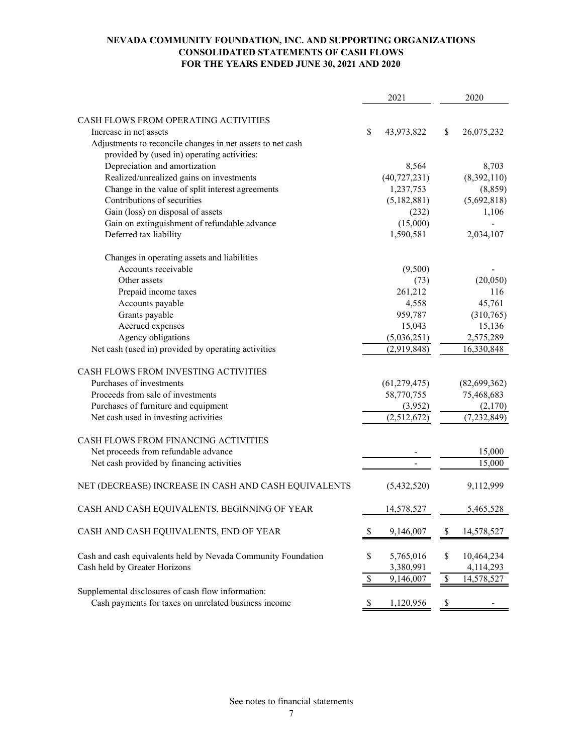# NEVADA COMMUNITY FOUNDATION, INC. AND SUPPORTING ORGANIZATIONS
## CONSOLIDATED STATEMENTS OF CASH FLOWS
### FOR THE YEARS ENDED JUNE 30, 2021 AND 2020

| | 2021 | 2020 |
|---|---|---|
| CASH FLOWS FROM OPERATING ACTIVITIES | | |
| Increase in net assets | $ 43,973,822 | $ 26,075,232 |
| Adjustments to reconcile changes in net assets to net cash provided by (used in) operating activities: | | |
| Depreciation and amortization | 8,564 | 8,703 |
| Realized/unrealized gains on investments | (40,727,231) | (8,392,110) |
| Change in the value of split interest agreements | 1,237,753 | (8,859) |
| Contributions of securities | (5,182,881) | (5,692,818) |
| Gain (loss) on disposal of assets | (232) | 1,106 |
| Gain on extinguishment of refundable advance | (15,000) | - |
| Deferred tax liability | 1,590,581 | 2,034,107 |
| Changes in operating assets and liabilities | | |
| Accounts receivable | (9,500) | - |
| Other assets | (73) | (20,050) |
| Prepaid income taxes | 261,212 | 116 |
| Accounts payable | 4,558 | 45,761 |
| Grants payable | 959,787 | (310,765) |
| Accrued expenses | 15,043 | 15,136 |
| Agency obligations | (5,036,251) | 2,575,289 |
| Net cash (used in) provided by operating activities | (2,919,848) | 16,330,848 |
| CASH FLOWS FROM INVESTING ACTIVITIES | | |
| Purchases of investments | (61,279,475) | (82,699,362) |
| Proceeds from sale of investments | 58,770,755 | 75,468,683 |
| Purchases of furniture and equipment | (3,952) | (2,170) |
| Net cash used in investing activities | (2,512,672) | (7,232,849) |
| CASH FLOWS FROM FINANCING ACTIVITIES | | |
| Net proceeds from refundable advance | - | 15,000 |
| Net cash provided by financing activities | - | 15,000 |
| NET (DECREASE) INCREASE IN CASH AND CASH EQUIVALENTS | (5,432,520) | 9,112,999 |
| CASH AND CASH EQUIVALENTS, BEGINNING OF YEAR | 14,578,527 | 5,465,528 |
| CASH AND CASH EQUIVALENTS, END OF YEAR | $ 9,146,007 | $ 14,578,527 |
| Cash and cash equivalents held by Nevada Community Foundation | $ 5,765,016 | $ 10,464,234 |
| Cash held by Greater Horizons | 3,380,991 | 4,114,293 |
| | $ 9,146,007 | $ 14,578,527 |
| Supplemental disclosures of cash flow information: | | |
| Cash payments for taxes on unrelated business income | $ 1,120,956 | $ - |

See notes to financial statements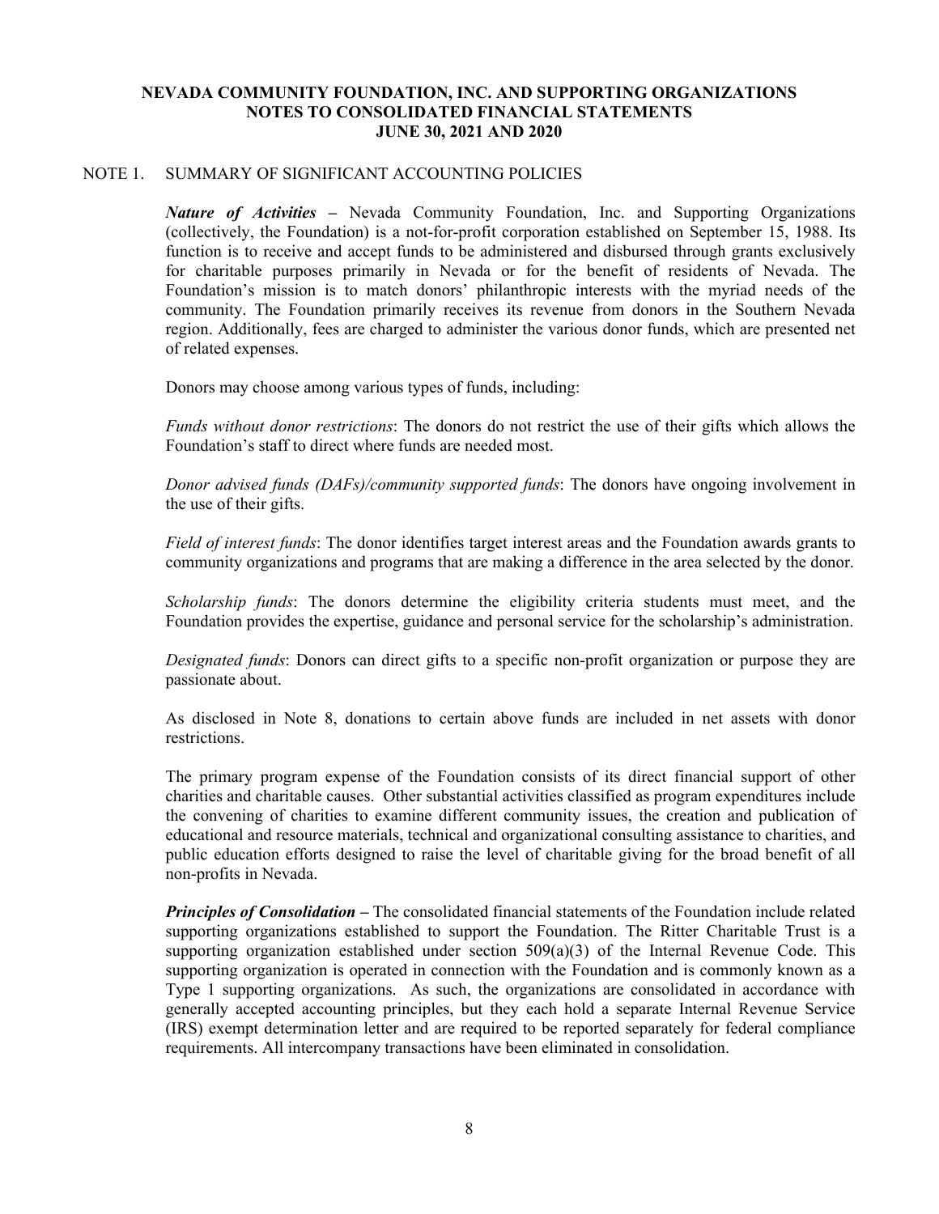# NEVADA COMMUNITY FOUNDATION, INC. AND SUPPORTING ORGANIZATIONS
## NOTES TO CONSOLIDATED FINANCIAL STATEMENTS
## JUNE 30, 2021 AND 2020

### NOTE 1. SUMMARY OF SIGNIFICANT ACCOUNTING POLICIES

***Nature of Activities*** **–** Nevada Community Foundation, Inc. and Supporting Organizations (collectively, the Foundation) is a not-for-profit corporation established on September 15, 1988. Its function is to receive and accept funds to be administered and disbursed through grants exclusively for charitable purposes primarily in Nevada or for the benefit of residents of Nevada. The Foundation's mission is to match donors' philanthropic interests with the myriad needs of the community. The Foundation primarily receives its revenue from donors in the Southern Nevada region. Additionally, fees are charged to administer the various donor funds, which are presented net of related expenses.

Donors may choose among various types of funds, including:

*Funds without donor restrictions*: The donors do not restrict the use of their gifts which allows the Foundation's staff to direct where funds are needed most.

*Donor advised funds (DAFs)/community supported funds*: The donors have ongoing involvement in the use of their gifts.

*Field of interest funds*: The donor identifies target interest areas and the Foundation awards grants to community organizations and programs that are making a difference in the area selected by the donor.

*Scholarship funds*: The donors determine the eligibility criteria students must meet, and the Foundation provides the expertise, guidance and personal service for the scholarship's administration.

*Designated funds*: Donors can direct gifts to a specific non-profit organization or purpose they are passionate about.

As disclosed in Note 8, donations to certain above funds are included in net assets with donor restrictions.

The primary program expense of the Foundation consists of its direct financial support of other charities and charitable causes. Other substantial activities classified as program expenditures include the convening of charities to examine different community issues, the creation and publication of educational and resource materials, technical and organizational consulting assistance to charities, and public education efforts designed to raise the level of charitable giving for the broad benefit of all non-profits in Nevada.

***Principles of Consolidation*** **–** The consolidated financial statements of the Foundation include related supporting organizations established to support the Foundation. The Ritter Charitable Trust is a supporting organization established under section 509(a)(3) of the Internal Revenue Code. This supporting organization is operated in connection with the Foundation and is commonly known as a Type 1 supporting organizations. As such, the organizations are consolidated in accordance with generally accepted accounting principles, but they each hold a separate Internal Revenue Service (IRS) exempt determination letter and are required to be reported separately for federal compliance requirements. All intercompany transactions have been eliminated in consolidation.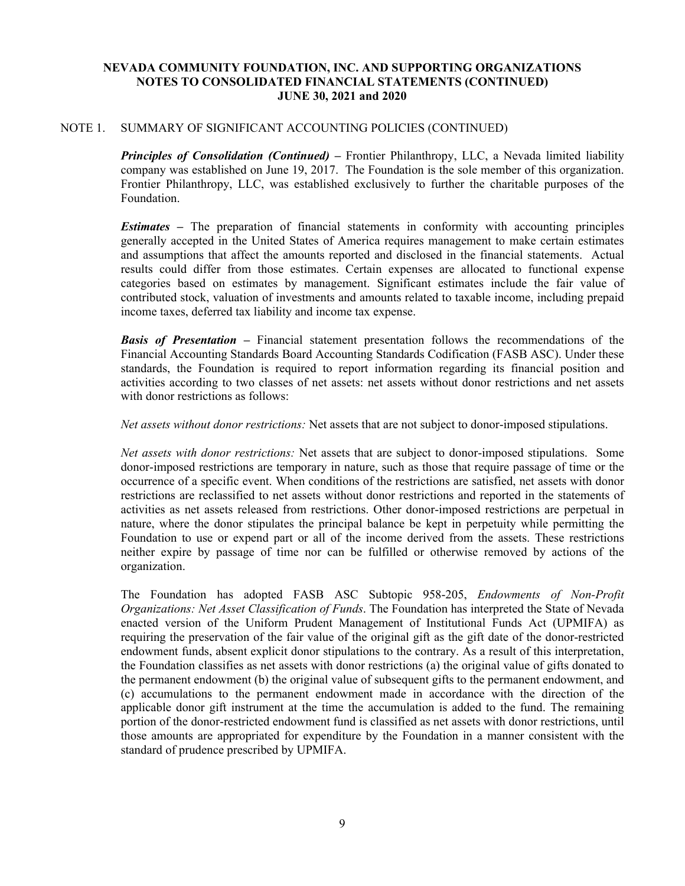**NEVADA COMMUNITY FOUNDATION, INC. AND SUPPORTING ORGANIZATIONS**
**NOTES TO CONSOLIDATED FINANCIAL STATEMENTS (CONTINUED)**
**JUNE 30, 2021 and 2020**

NOTE 1. SUMMARY OF SIGNIFICANT ACCOUNTING POLICIES (CONTINUED)

***Principles of Consolidation (Continued)*** **–** Frontier Philanthropy, LLC, a Nevada limited liability company was established on June 19, 2017. The Foundation is the sole member of this organization. Frontier Philanthropy, LLC, was established exclusively to further the charitable purposes of the Foundation.

***Estimates*** **–** The preparation of financial statements in conformity with accounting principles generally accepted in the United States of America requires management to make certain estimates and assumptions that affect the amounts reported and disclosed in the financial statements. Actual results could differ from those estimates. Certain expenses are allocated to functional expense categories based on estimates by management. Significant estimates include the fair value of contributed stock, valuation of investments and amounts related to taxable income, including prepaid income taxes, deferred tax liability and income tax expense.

***Basis of Presentation*** **–** Financial statement presentation follows the recommendations of the Financial Accounting Standards Board Accounting Standards Codification (FASB ASC). Under these standards, the Foundation is required to report information regarding its financial position and activities according to two classes of net assets: net assets without donor restrictions and net assets with donor restrictions as follows:

*Net assets without donor restrictions:* Net assets that are not subject to donor-imposed stipulations.

*Net assets with donor restrictions:* Net assets that are subject to donor-imposed stipulations. Some donor-imposed restrictions are temporary in nature, such as those that require passage of time or the occurrence of a specific event. When conditions of the restrictions are satisfied, net assets with donor restrictions are reclassified to net assets without donor restrictions and reported in the statements of activities as net assets released from restrictions. Other donor-imposed restrictions are perpetual in nature, where the donor stipulates the principal balance be kept in perpetuity while permitting the Foundation to use or expend part or all of the income derived from the assets. These restrictions neither expire by passage of time nor can be fulfilled or otherwise removed by actions of the organization.

The Foundation has adopted FASB ASC Subtopic 958-205, *Endowments of Non-Profit Organizations: Net Asset Classification of Funds*. The Foundation has interpreted the State of Nevada enacted version of the Uniform Prudent Management of Institutional Funds Act (UPMIFA) as requiring the preservation of the fair value of the original gift as the gift date of the donor-restricted endowment funds, absent explicit donor stipulations to the contrary. As a result of this interpretation, the Foundation classifies as net assets with donor restrictions (a) the original value of gifts donated to the permanent endowment (b) the original value of subsequent gifts to the permanent endowment, and (c) accumulations to the permanent endowment made in accordance with the direction of the applicable donor gift instrument at the time the accumulation is added to the fund. The remaining portion of the donor-restricted endowment fund is classified as net assets with donor restrictions, until those amounts are appropriated for expenditure by the Foundation in a manner consistent with the standard of prudence prescribed by UPMIFA.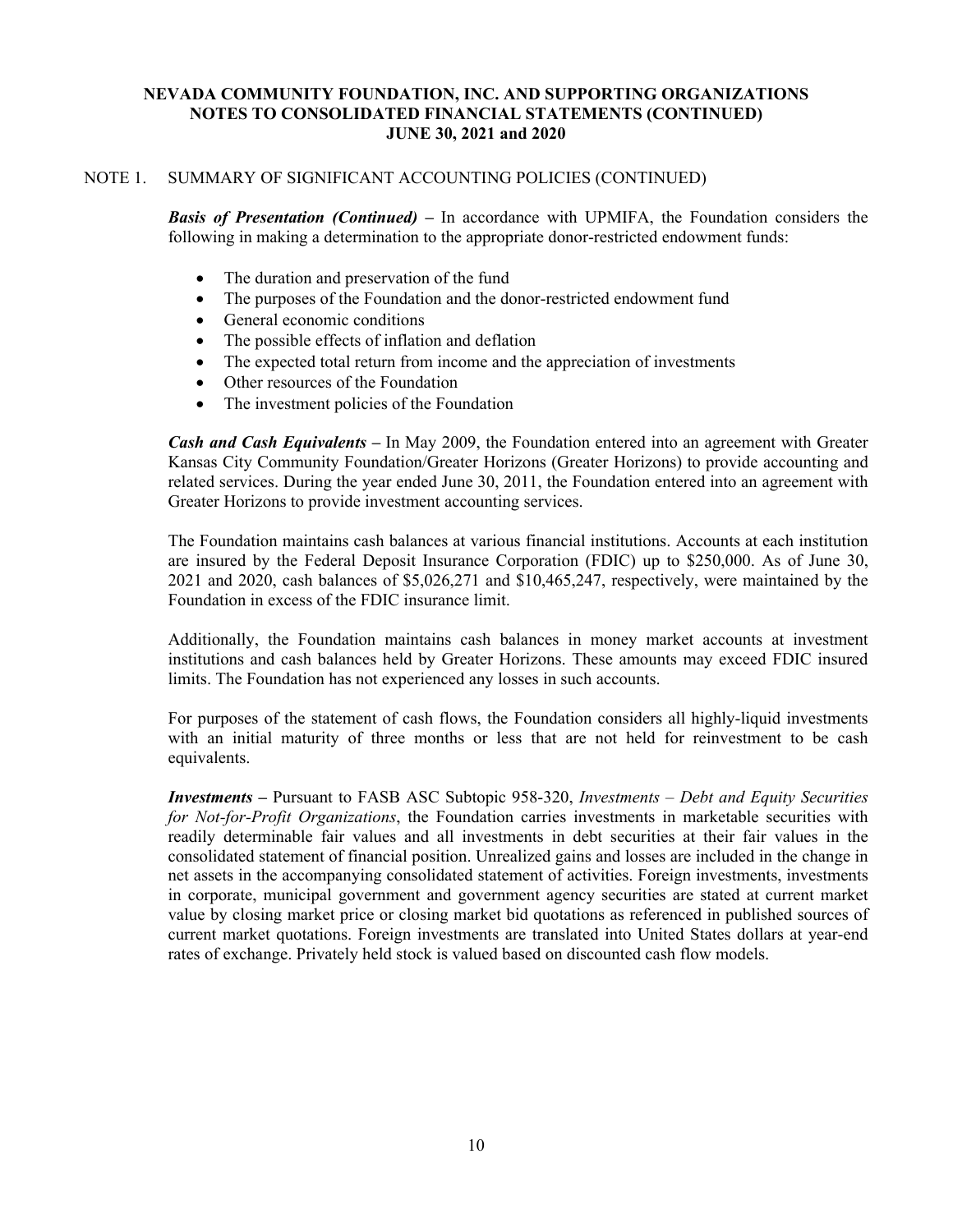# NEVADA COMMUNITY FOUNDATION, INC. AND SUPPORTING ORGANIZATIONS
## NOTES TO CONSOLIDATED FINANCIAL STATEMENTS (CONTINUED)
## JUNE 30, 2021 and 2020

NOTE 1. SUMMARY OF SIGNIFICANT ACCOUNTING POLICIES (CONTINUED)

***Basis of Presentation (Continued)*** **–** In accordance with UPMIFA, the Foundation considers the following in making a determination to the appropriate donor-restricted endowment funds:

- The duration and preservation of the fund
- The purposes of the Foundation and the donor-restricted endowment fund
- General economic conditions
- The possible effects of inflation and deflation
- The expected total return from income and the appreciation of investments
- Other resources of the Foundation
- The investment policies of the Foundation

***Cash and Cash Equivalents*** **–** In May 2009, the Foundation entered into an agreement with Greater Kansas City Community Foundation/Greater Horizons (Greater Horizons) to provide accounting and related services. During the year ended June 30, 2011, the Foundation entered into an agreement with Greater Horizons to provide investment accounting services.

The Foundation maintains cash balances at various financial institutions. Accounts at each institution are insured by the Federal Deposit Insurance Corporation (FDIC) up to $250,000. As of June 30, 2021 and 2020, cash balances of $5,026,271 and $10,465,247, respectively, were maintained by the Foundation in excess of the FDIC insurance limit.

Additionally, the Foundation maintains cash balances in money market accounts at investment institutions and cash balances held by Greater Horizons. These amounts may exceed FDIC insured limits. The Foundation has not experienced any losses in such accounts.

For purposes of the statement of cash flows, the Foundation considers all highly-liquid investments with an initial maturity of three months or less that are not held for reinvestment to be cash equivalents.

***Investments*** **–** Pursuant to FASB ASC Subtopic 958-320, *Investments – Debt and Equity Securities for Not-for-Profit Organizations*, the Foundation carries investments in marketable securities with readily determinable fair values and all investments in debt securities at their fair values in the consolidated statement of financial position. Unrealized gains and losses are included in the change in net assets in the accompanying consolidated statement of activities. Foreign investments, investments in corporate, municipal government and government agency securities are stated at current market value by closing market price or closing market bid quotations as referenced in published sources of current market quotations. Foreign investments are translated into United States dollars at year-end rates of exchange. Privately held stock is valued based on discounted cash flow models.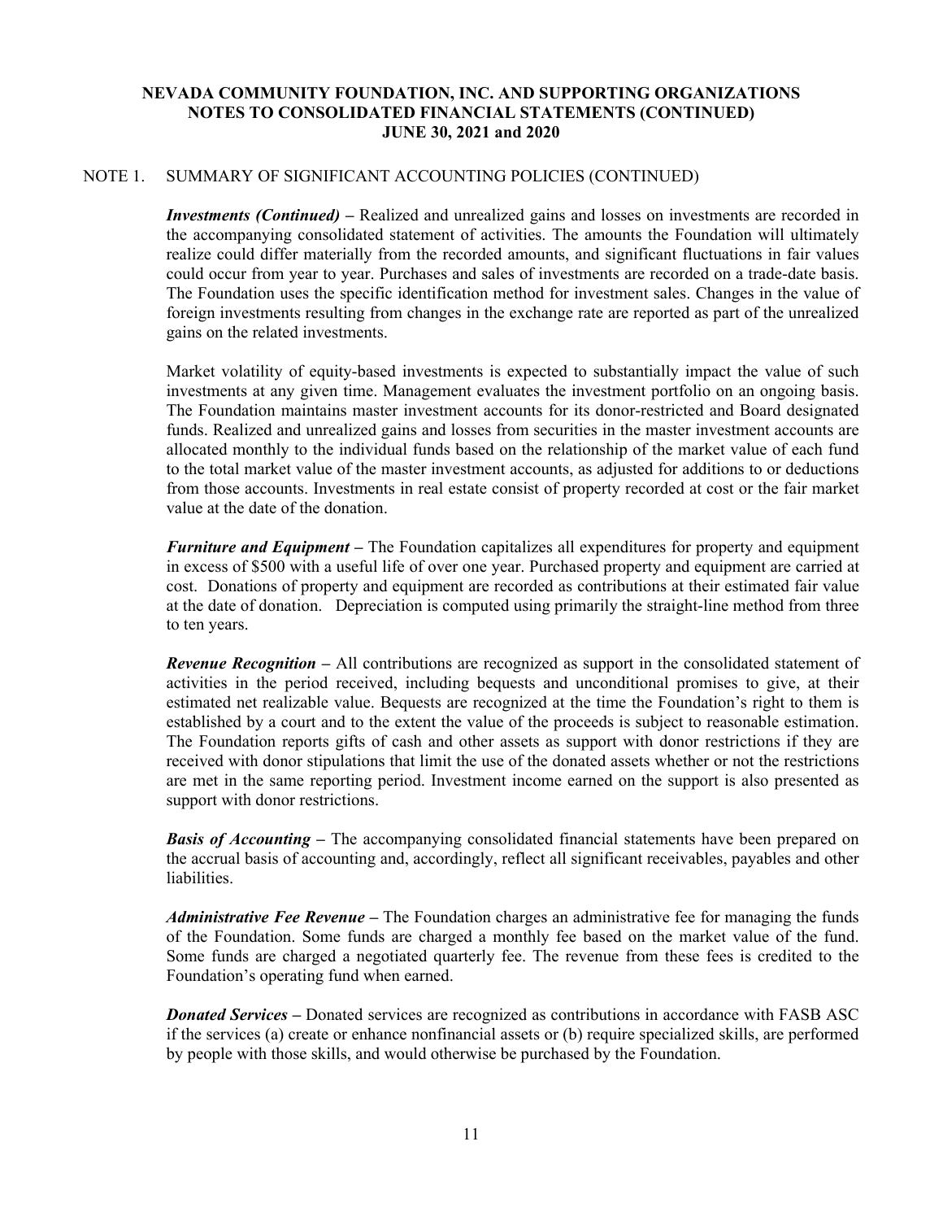# NEVADA COMMUNITY FOUNDATION, INC. AND SUPPORTING ORGANIZATIONS
## NOTES TO CONSOLIDATED FINANCIAL STATEMENTS (CONTINUED)
## JUNE 30, 2021 and 2020

NOTE 1. SUMMARY OF SIGNIFICANT ACCOUNTING POLICIES (CONTINUED)

***Investments (Continued)*** **–** Realized and unrealized gains and losses on investments are recorded in the accompanying consolidated statement of activities. The amounts the Foundation will ultimately realize could differ materially from the recorded amounts, and significant fluctuations in fair values could occur from year to year. Purchases and sales of investments are recorded on a trade-date basis. The Foundation uses the specific identification method for investment sales. Changes in the value of foreign investments resulting from changes in the exchange rate are reported as part of the unrealized gains on the related investments.

Market volatility of equity-based investments is expected to substantially impact the value of such investments at any given time. Management evaluates the investment portfolio on an ongoing basis. The Foundation maintains master investment accounts for its donor-restricted and Board designated funds. Realized and unrealized gains and losses from securities in the master investment accounts are allocated monthly to the individual funds based on the relationship of the market value of each fund to the total market value of the master investment accounts, as adjusted for additions to or deductions from those accounts. Investments in real estate consist of property recorded at cost or the fair market value at the date of the donation.

***Furniture and Equipment*** **–** The Foundation capitalizes all expenditures for property and equipment in excess of $500 with a useful life of over one year. Purchased property and equipment are carried at cost. Donations of property and equipment are recorded as contributions at their estimated fair value at the date of donation. Depreciation is computed using primarily the straight-line method from three to ten years.

***Revenue Recognition*** **–** All contributions are recognized as support in the consolidated statement of activities in the period received, including bequests and unconditional promises to give, at their estimated net realizable value. Bequests are recognized at the time the Foundation's right to them is established by a court and to the extent the value of the proceeds is subject to reasonable estimation. The Foundation reports gifts of cash and other assets as support with donor restrictions if they are received with donor stipulations that limit the use of the donated assets whether or not the restrictions are met in the same reporting period. Investment income earned on the support is also presented as support with donor restrictions.

***Basis of Accounting*** **–** The accompanying consolidated financial statements have been prepared on the accrual basis of accounting and, accordingly, reflect all significant receivables, payables and other liabilities.

***Administrative Fee Revenue*** **–** The Foundation charges an administrative fee for managing the funds of the Foundation. Some funds are charged a monthly fee based on the market value of the fund. Some funds are charged a negotiated quarterly fee. The revenue from these fees is credited to the Foundation's operating fund when earned.

***Donated Services*** **–** Donated services are recognized as contributions in accordance with FASB ASC if the services (a) create or enhance nonfinancial assets or (b) require specialized skills, are performed by people with those skills, and would otherwise be purchased by the Foundation.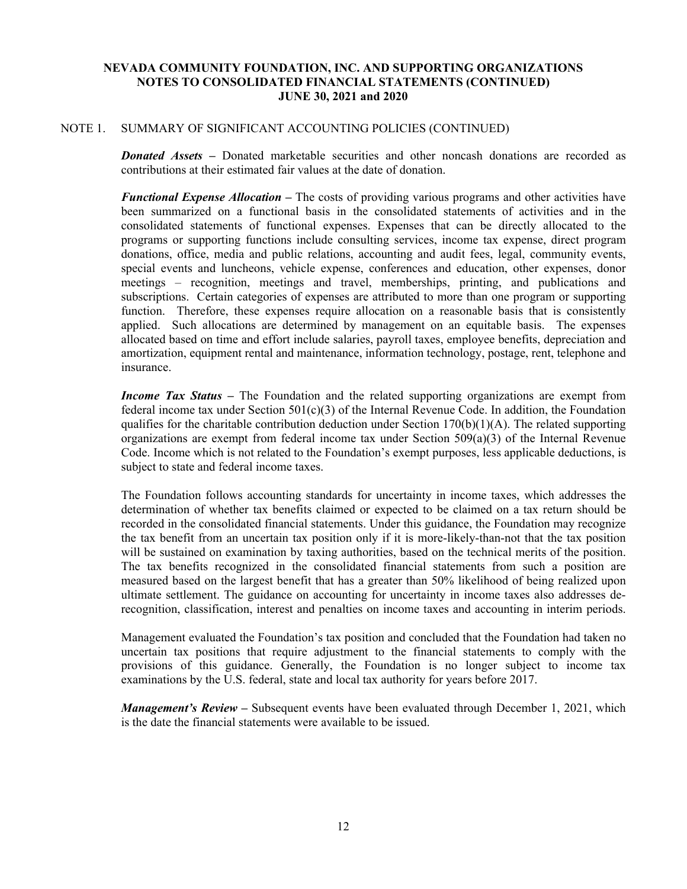**NEVADA COMMUNITY FOUNDATION, INC. AND SUPPORTING ORGANIZATIONS**
**NOTES TO CONSOLIDATED FINANCIAL STATEMENTS (CONTINUED)**
**JUNE 30, 2021 and 2020**

NOTE 1. SUMMARY OF SIGNIFICANT ACCOUNTING POLICIES (CONTINUED)

***Donated Assets –*** Donated marketable securities and other noncash donations are recorded as contributions at their estimated fair values at the date of donation.

***Functional Expense Allocation –*** The costs of providing various programs and other activities have been summarized on a functional basis in the consolidated statements of activities and in the consolidated statements of functional expenses. Expenses that can be directly allocated to the programs or supporting functions include consulting services, income tax expense, direct program donations, office, media and public relations, accounting and audit fees, legal, community events, special events and luncheons, vehicle expense, conferences and education, other expenses, donor meetings – recognition, meetings and travel, memberships, printing, and publications and subscriptions. Certain categories of expenses are attributed to more than one program or supporting function. Therefore, these expenses require allocation on a reasonable basis that is consistently applied. Such allocations are determined by management on an equitable basis. The expenses allocated based on time and effort include salaries, payroll taxes, employee benefits, depreciation and amortization, equipment rental and maintenance, information technology, postage, rent, telephone and insurance.

***Income Tax Status –*** The Foundation and the related supporting organizations are exempt from federal income tax under Section 501(c)(3) of the Internal Revenue Code. In addition, the Foundation qualifies for the charitable contribution deduction under Section 170(b)(1)(A). The related supporting organizations are exempt from federal income tax under Section 509(a)(3) of the Internal Revenue Code. Income which is not related to the Foundation's exempt purposes, less applicable deductions, is subject to state and federal income taxes.

The Foundation follows accounting standards for uncertainty in income taxes, which addresses the determination of whether tax benefits claimed or expected to be claimed on a tax return should be recorded in the consolidated financial statements. Under this guidance, the Foundation may recognize the tax benefit from an uncertain tax position only if it is more-likely-than-not that the tax position will be sustained on examination by taxing authorities, based on the technical merits of the position. The tax benefits recognized in the consolidated financial statements from such a position are measured based on the largest benefit that has a greater than 50% likelihood of being realized upon ultimate settlement. The guidance on accounting for uncertainty in income taxes also addresses de-recognition, classification, interest and penalties on income taxes and accounting in interim periods.

Management evaluated the Foundation's tax position and concluded that the Foundation had taken no uncertain tax positions that require adjustment to the financial statements to comply with the provisions of this guidance. Generally, the Foundation is no longer subject to income tax examinations by the U.S. federal, state and local tax authority for years before 2017.

***Management's Review –*** Subsequent events have been evaluated through December 1, 2021, which is the date the financial statements were available to be issued.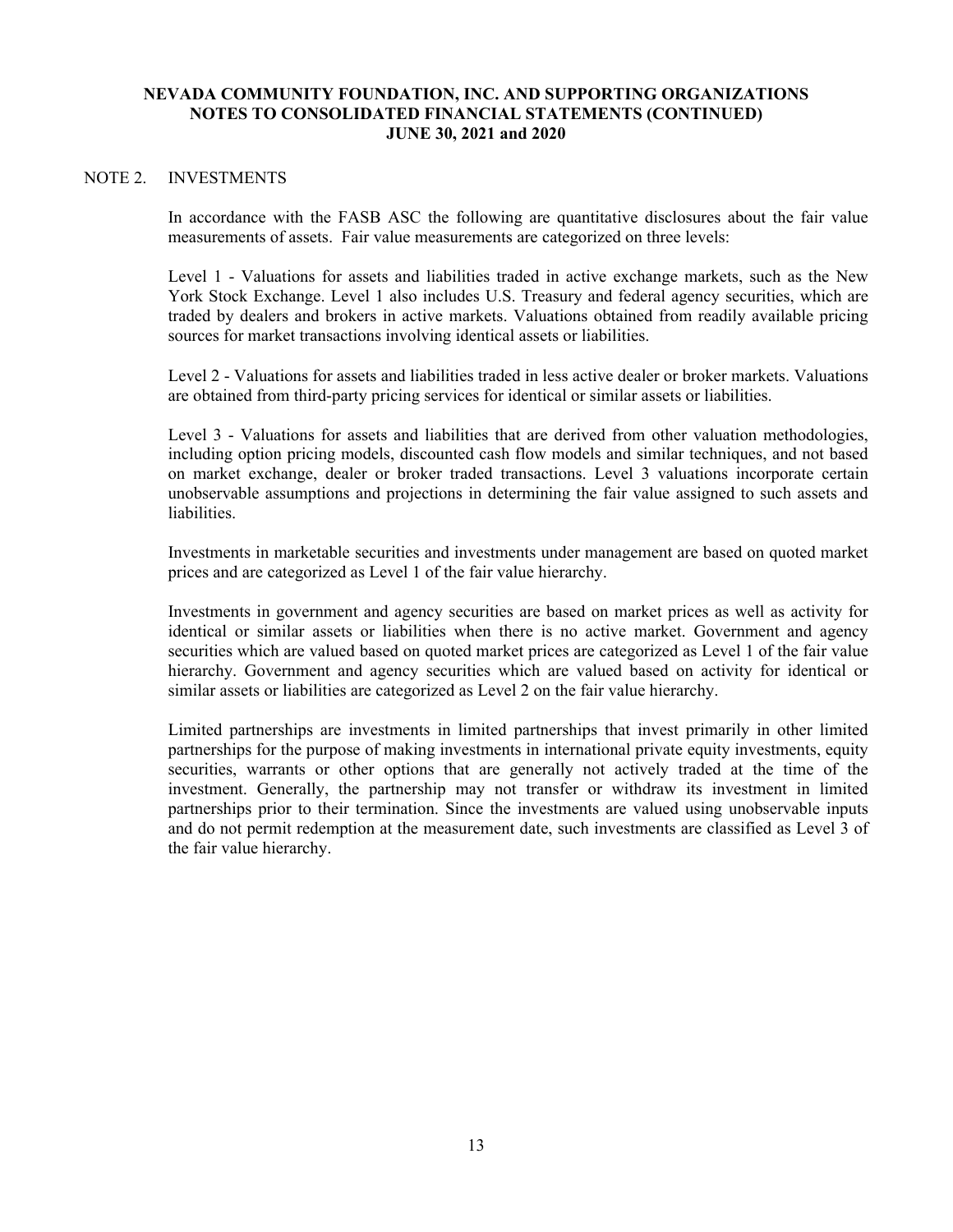**NEVADA COMMUNITY FOUNDATION, INC. AND SUPPORTING ORGANIZATIONS**
**NOTES TO CONSOLIDATED FINANCIAL STATEMENTS (CONTINUED)**
**JUNE 30, 2021 and 2020**

## NOTE 2. INVESTMENTS

In accordance with the FASB ASC the following are quantitative disclosures about the fair value measurements of assets. Fair value measurements are categorized on three levels:

Level 1 - Valuations for assets and liabilities traded in active exchange markets, such as the New York Stock Exchange. Level 1 also includes U.S. Treasury and federal agency securities, which are traded by dealers and brokers in active markets. Valuations obtained from readily available pricing sources for market transactions involving identical assets or liabilities.

Level 2 - Valuations for assets and liabilities traded in less active dealer or broker markets. Valuations are obtained from third-party pricing services for identical or similar assets or liabilities.

Level 3 - Valuations for assets and liabilities that are derived from other valuation methodologies, including option pricing models, discounted cash flow models and similar techniques, and not based on market exchange, dealer or broker traded transactions. Level 3 valuations incorporate certain unobservable assumptions and projections in determining the fair value assigned to such assets and liabilities.

Investments in marketable securities and investments under management are based on quoted market prices and are categorized as Level 1 of the fair value hierarchy.

Investments in government and agency securities are based on market prices as well as activity for identical or similar assets or liabilities when there is no active market. Government and agency securities which are valued based on quoted market prices are categorized as Level 1 of the fair value hierarchy. Government and agency securities which are valued based on activity for identical or similar assets or liabilities are categorized as Level 2 on the fair value hierarchy.

Limited partnerships are investments in limited partnerships that invest primarily in other limited partnerships for the purpose of making investments in international private equity investments, equity securities, warrants or other options that are generally not actively traded at the time of the investment. Generally, the partnership may not transfer or withdraw its investment in limited partnerships prior to their termination. Since the investments are valued using unobservable inputs and do not permit redemption at the measurement date, such investments are classified as Level 3 of the fair value hierarchy.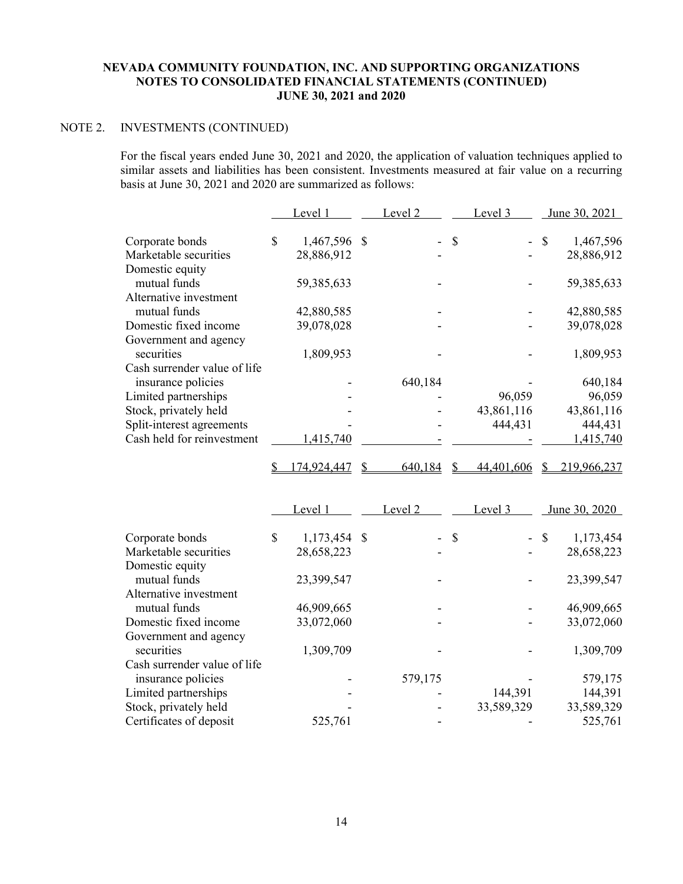**NEVADA COMMUNITY FOUNDATION, INC. AND SUPPORTING ORGANIZATIONS**
**NOTES TO CONSOLIDATED FINANCIAL STATEMENTS (CONTINUED)**
**JUNE 30, 2021 and 2020**

NOTE 2. INVESTMENTS (CONTINUED)

For the fiscal years ended June 30, 2021 and 2020, the application of valuation techniques applied to similar assets and liabilities has been consistent. Investments measured at fair value on a recurring basis at June 30, 2021 and 2020 are summarized as follows:

| | Level 1 | Level 2 | Level 3 | June 30, 2021 |
|---|---|---|---|---|
| Corporate bonds | $ 1,467,596 | $ - | $ - | $ 1,467,596 |
| Marketable securities | 28,886,912 | - | - | 28,886,912 |
| Domestic equity mutual funds | 59,385,633 | - | - | 59,385,633 |
| Alternative investment mutual funds | 42,880,585 | - | - | 42,880,585 |
| Domestic fixed income | 39,078,028 | - | - | 39,078,028 |
| Government and agency securities | 1,809,953 | - | - | 1,809,953 |
| Cash surrender value of life insurance policies | - | 640,184 | - | 640,184 |
| Limited partnerships | - | - | 96,059 | 96,059 |
| Stock, privately held | - | - | 43,861,116 | 43,861,116 |
| Split-interest agreements | - | - | 444,431 | 444,431 |
| Cash held for reinvestment | 1,415,740 | - | - | 1,415,740 |
| | $ 174,924,447 | $ 640,184 | $ 44,401,606 | $ 219,966,237 |

| | Level 1 | Level 2 | Level 3 | June 30, 2020 |
|---|---|---|---|---|
| Corporate bonds | $ 1,173,454 | $ - | $ - | $ 1,173,454 |
| Marketable securities | 28,658,223 | - | - | 28,658,223 |
| Domestic equity mutual funds | 23,399,547 | - | - | 23,399,547 |
| Alternative investment mutual funds | 46,909,665 | - | - | 46,909,665 |
| Domestic fixed income | 33,072,060 | - | - | 33,072,060 |
| Government and agency securities | 1,309,709 | - | - | 1,309,709 |
| Cash surrender value of life insurance policies | - | 579,175 | - | 579,175 |
| Limited partnerships | - | - | 144,391 | 144,391 |
| Stock, privately held | - | - | 33,589,329 | 33,589,329 |
| Certificates of deposit | 525,761 | - | - | 525,761 |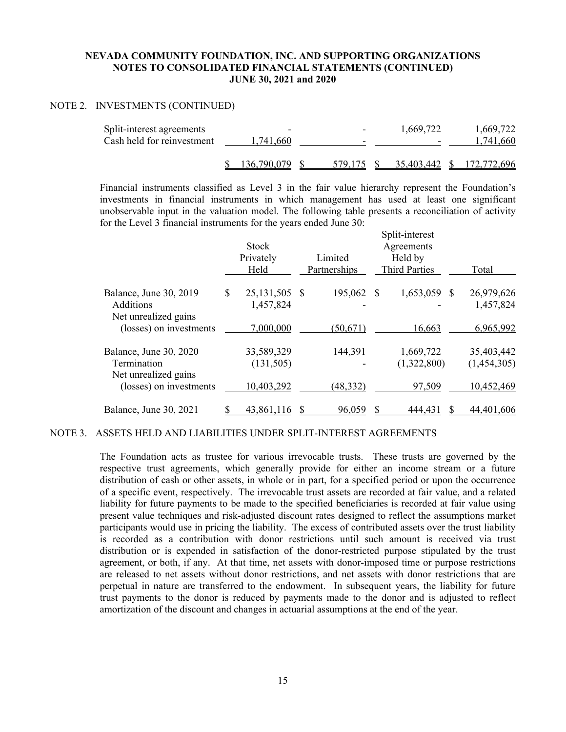NEVADA COMMUNITY FOUNDATION, INC. AND SUPPORTING ORGANIZATIONS
NOTES TO CONSOLIDATED FINANCIAL STATEMENTS (CONTINUED)
JUNE 30, 2021 and 2020

NOTE 2. INVESTMENTS (CONTINUED)

| | | | | |
|---|---|---|---|---|
| Split-interest agreements | - | - | 1,669,722 | 1,669,722 |
| Cash held for reinvestment | 1,741,660 | - | - | 1,741,660 |
| | $ 136,790,079 | $ 579,175 | $ 35,403,442 | $ 172,772,696 |

Financial instruments classified as Level 3 in the fair value hierarchy represent the Foundation's investments in financial instruments in which management has used at least one significant unobservable input in the valuation model. The following table presents a reconciliation of activity for the Level 3 financial instruments for the years ended June 30:

| | Stock Privately Held | Limited Partnerships | Split-interest Agreements Held by Third Parties | Total |
|---|---|---|---|---|
| Balance, June 30, 2019 | $ 25,131,505 | $ 195,062 | $ 1,653,059 | $ 26,979,626 |
| Additions | 1,457,824 | - | - | 1,457,824 |
| Net unrealized gains (losses) on investments | 7,000,000 | (50,671) | 16,663 | 6,965,992 |
| Balance, June 30, 2020 | 33,589,329 | 144,391 | 1,669,722 | 35,403,442 |
| Termination | (131,505) | - | (1,322,800) | (1,454,305) |
| Net unrealized gains (losses) on investments | 10,403,292 | (48,332) | 97,509 | 10,452,469 |
| Balance, June 30, 2021 | $ 43,861,116 | $ 96,059 | $ 444,431 | $ 44,401,606 |

NOTE 3. ASSETS HELD AND LIABILITIES UNDER SPLIT-INTEREST AGREEMENTS

The Foundation acts as trustee for various irrevocable trusts. These trusts are governed by the respective trust agreements, which generally provide for either an income stream or a future distribution of cash or other assets, in whole or in part, for a specified period or upon the occurrence of a specific event, respectively. The irrevocable trust assets are recorded at fair value, and a related liability for future payments to be made to the specified beneficiaries is recorded at fair value using present value techniques and risk-adjusted discount rates designed to reflect the assumptions market participants would use in pricing the liability. The excess of contributed assets over the trust liability is recorded as a contribution with donor restrictions until such amount is received via trust distribution or is expended in satisfaction of the donor-restricted purpose stipulated by the trust agreement, or both, if any. At that time, net assets with donor-imposed time or purpose restrictions are released to net assets without donor restrictions, and net assets with donor restrictions that are perpetual in nature are transferred to the endowment. In subsequent years, the liability for future trust payments to the donor is reduced by payments made to the donor and is adjusted to reflect amortization of the discount and changes in actuarial assumptions at the end of the year.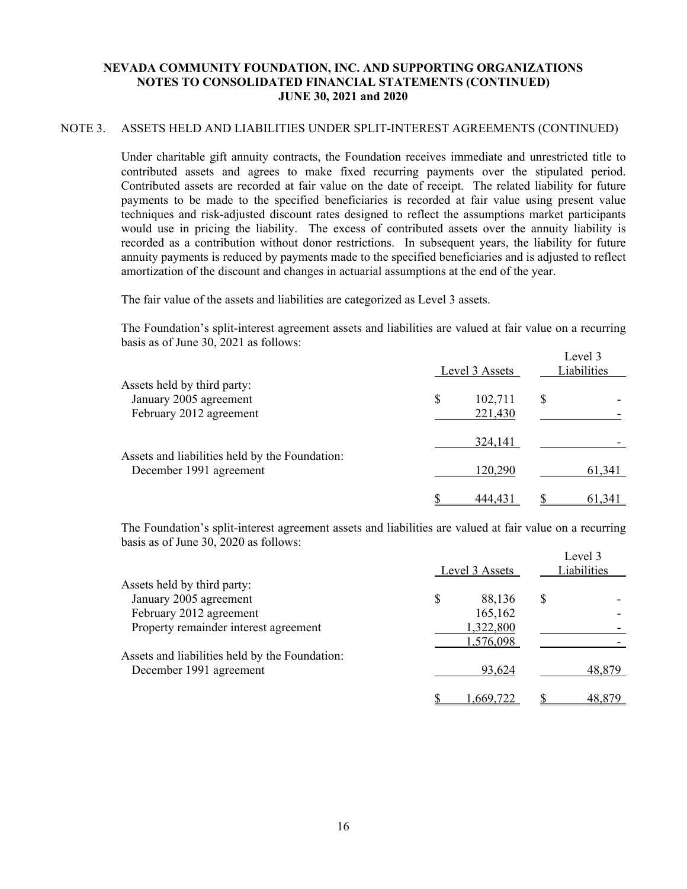### NOTE 3. ASSETS HELD AND LIABILITIES UNDER SPLIT-INTEREST AGREEMENTS (CONTINUED)

Under charitable gift annuity contracts, the Foundation receives immediate and unrestricted title to contributed assets and agrees to make fixed recurring payments over the stipulated period. Contributed assets are recorded at fair value on the date of receipt. The related liability for future payments to be made to the specified beneficiaries is recorded at fair value using present value techniques and risk-adjusted discount rates designed to reflect the assumptions market participants would use in pricing the liability. The excess of contributed assets over the annuity liability is recorded as a contribution without donor restrictions. In subsequent years, the liability for future annuity payments is reduced by payments made to the specified beneficiaries and is adjusted to reflect amortization of the discount and changes in actuarial assumptions at the end of the year.

The fair value of the assets and liabilities are categorized as Level 3 assets.

The Foundation's split-interest agreement assets and liabilities are valued at fair value on a recurring basis as of June 30, 2021 as follows:

| | Level 3 Assets | Level 3 Liabilities |
|---|---|---|
| Assets held by third party: | | |
| January 2005 agreement | $ 102,711 | $ - |
| February 2012 agreement | 221,430 | - |
| | 324,141 | - |
| Assets and liabilities held by the Foundation: | | |
| December 1991 agreement | 120,290 | 61,341 |
| | $ 444,431 | $ 61,341 |

The Foundation's split-interest agreement assets and liabilities are valued at fair value on a recurring basis as of June 30, 2020 as follows:

| | Level 3 Assets | Level 3 Liabilities |
|---|---|---|
| Assets held by third party: | | |
| January 2005 agreement | $ 88,136 | $ - |
| February 2012 agreement | 165,162 | - |
| Property remainder interest agreement | 1,322,800 | - |
| | 1,576,098 | - |
| Assets and liabilities held by the Foundation: | | |
| December 1991 agreement | 93,624 | 48,879 |
| | $ 1,669,722 | $ 48,879 |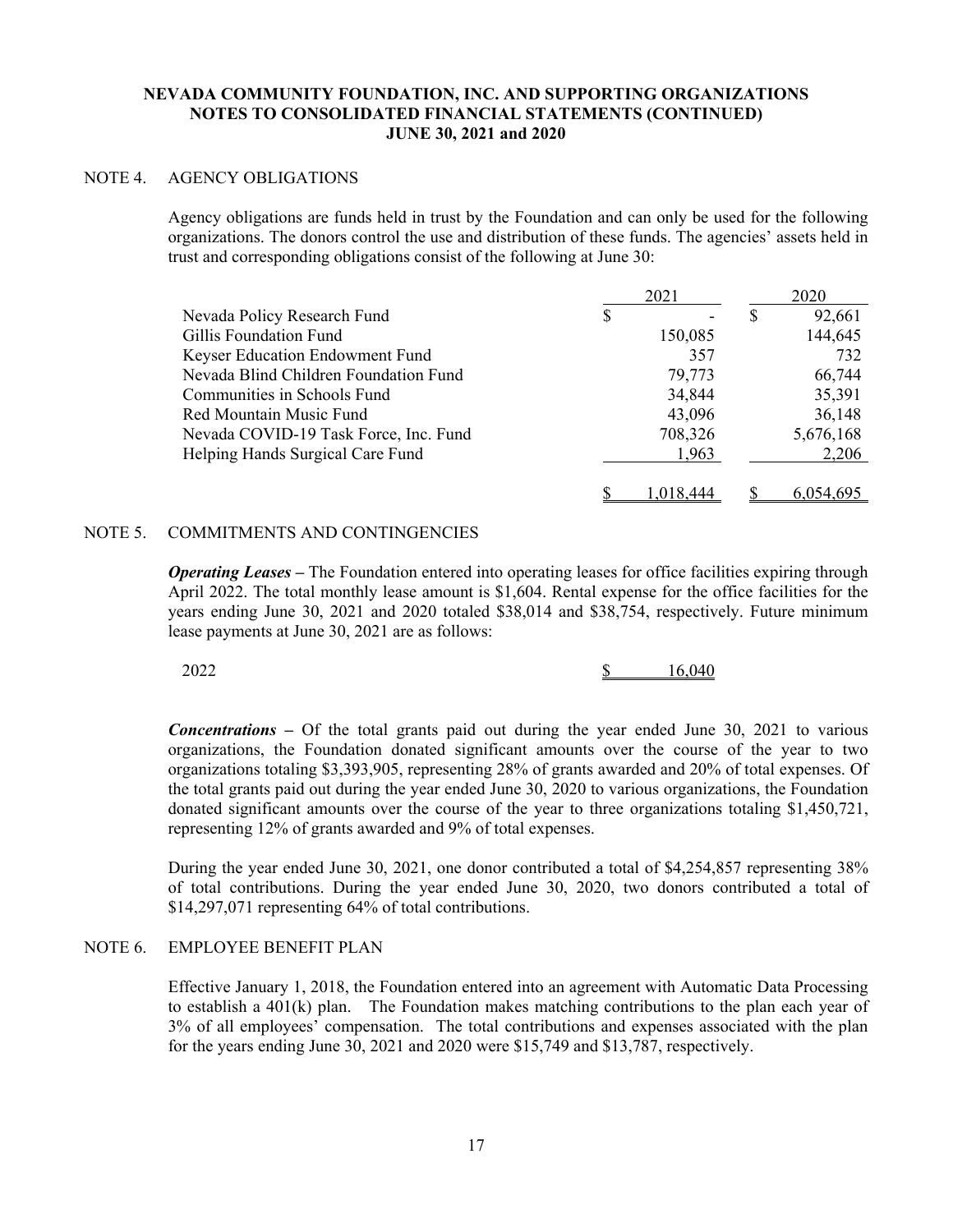**NEVADA COMMUNITY FOUNDATION, INC. AND SUPPORTING ORGANIZATIONS**
**NOTES TO CONSOLIDATED FINANCIAL STATEMENTS (CONTINUED)**
**JUNE 30, 2021 and 2020**

NOTE 4. AGENCY OBLIGATIONS

Agency obligations are funds held in trust by the Foundation and can only be used for the following organizations. The donors control the use and distribution of these funds. The agencies' assets held in trust and corresponding obligations consist of the following at June 30:

| | 2021 | 2020 |
|---|---|---|
| Nevada Policy Research Fund | $ - | $ 92,661 |
| Gillis Foundation Fund | 150,085 | 144,645 |
| Keyser Education Endowment Fund | 357 | 732 |
| Nevada Blind Children Foundation Fund | 79,773 | 66,744 |
| Communities in Schools Fund | 34,844 | 35,391 |
| Red Mountain Music Fund | 43,096 | 36,148 |
| Nevada COVID-19 Task Force, Inc. Fund | 708,326 | 5,676,168 |
| Helping Hands Surgical Care Fund | 1,963 | 2,206 |
| | $ 1,018,444 | $ 6,054,695 |

NOTE 5. COMMITMENTS AND CONTINGENCIES

***Operating Leases –*** The Foundation entered into operating leases for office facilities expiring through April 2022. The total monthly lease amount is $1,604. Rental expense for the office facilities for the years ending June 30, 2021 and 2020 totaled $38,014 and $38,754, respectively. Future minimum lease payments at June 30, 2021 are as follows:

| | |
|---|---|
| 2022 | $ 16,040 |

***Concentrations –*** Of the total grants paid out during the year ended June 30, 2021 to various organizations, the Foundation donated significant amounts over the course of the year to two organizations totaling $3,393,905, representing 28% of grants awarded and 20% of total expenses. Of the total grants paid out during the year ended June 30, 2020 to various organizations, the Foundation donated significant amounts over the course of the year to three organizations totaling $1,450,721, representing 12% of grants awarded and 9% of total expenses.

During the year ended June 30, 2021, one donor contributed a total of $4,254,857 representing 38% of total contributions. During the year ended June 30, 2020, two donors contributed a total of $14,297,071 representing 64% of total contributions.

NOTE 6. EMPLOYEE BENEFIT PLAN

Effective January 1, 2018, the Foundation entered into an agreement with Automatic Data Processing to establish a 401(k) plan. The Foundation makes matching contributions to the plan each year of 3% of all employees' compensation. The total contributions and expenses associated with the plan for the years ending June 30, 2021 and 2020 were $15,749 and $13,787, respectively.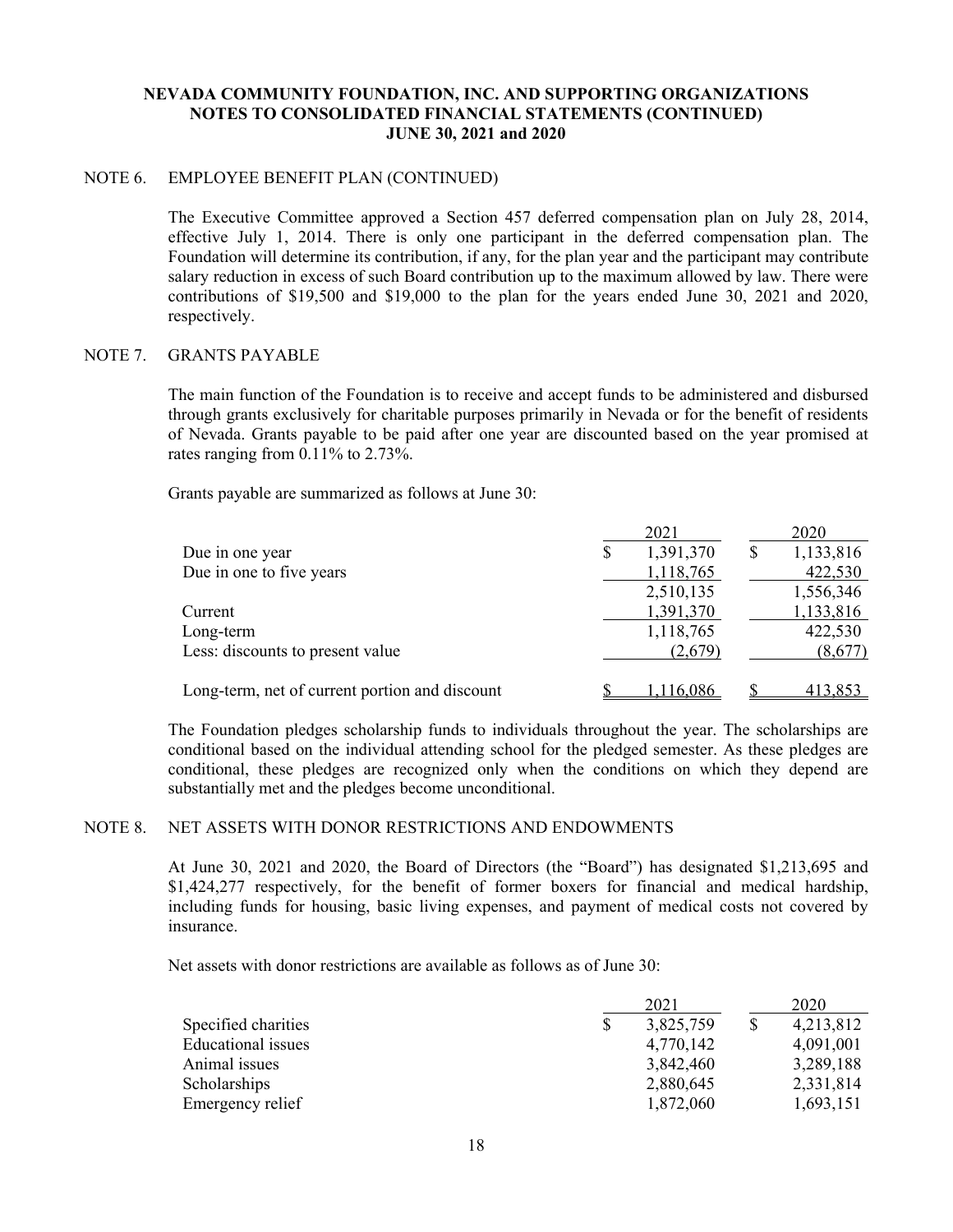**NEVADA COMMUNITY FOUNDATION, INC. AND SUPPORTING ORGANIZATIONS**
**NOTES TO CONSOLIDATED FINANCIAL STATEMENTS (CONTINUED)**
**JUNE 30, 2021 and 2020**

## NOTE 6. EMPLOYEE BENEFIT PLAN (CONTINUED)

The Executive Committee approved a Section 457 deferred compensation plan on July 28, 2014, effective July 1, 2014. There is only one participant in the deferred compensation plan. The Foundation will determine its contribution, if any, for the plan year and the participant may contribute salary reduction in excess of such Board contribution up to the maximum allowed by law. There were contributions of $19,500 and $19,000 to the plan for the years ended June 30, 2021 and 2020, respectively.

## NOTE 7. GRANTS PAYABLE

The main function of the Foundation is to receive and accept funds to be administered and disbursed through grants exclusively for charitable purposes primarily in Nevada or for the benefit of residents of Nevada. Grants payable to be paid after one year are discounted based on the year promised at rates ranging from 0.11% to 2.73%.

Grants payable are summarized as follows at June 30:

| | 2021 | 2020 |
|---|---|---|
| Due in one year | $ 1,391,370 | $ 1,133,816 |
| Due in one to five years | 1,118,765 | 422,530 |
| | 2,510,135 | 1,556,346 |
| Current | 1,391,370 | 1,133,816 |
| Long-term | 1,118,765 | 422,530 |
| Less: discounts to present value | (2,679) | (8,677) |
| Long-term, net of current portion and discount | $ 1,116,086 | $ 413,853 |

The Foundation pledges scholarship funds to individuals throughout the year. The scholarships are conditional based on the individual attending school for the pledged semester. As these pledges are conditional, these pledges are recognized only when the conditions on which they depend are substantially met and the pledges become unconditional.

## NOTE 8. NET ASSETS WITH DONOR RESTRICTIONS AND ENDOWMENTS

At June 30, 2021 and 2020, the Board of Directors (the "Board") has designated $1,213,695 and $1,424,277 respectively, for the benefit of former boxers for financial and medical hardship, including funds for housing, basic living expenses, and payment of medical costs not covered by insurance.

Net assets with donor restrictions are available as follows as of June 30:

| | 2021 | 2020 |
|---|---|---|
| Specified charities | $ 3,825,759 | $ 4,213,812 |
| Educational issues | 4,770,142 | 4,091,001 |
| Animal issues | 3,842,460 | 3,289,188 |
| Scholarships | 2,880,645 | 2,331,814 |
| Emergency relief | 1,872,060 | 1,693,151 |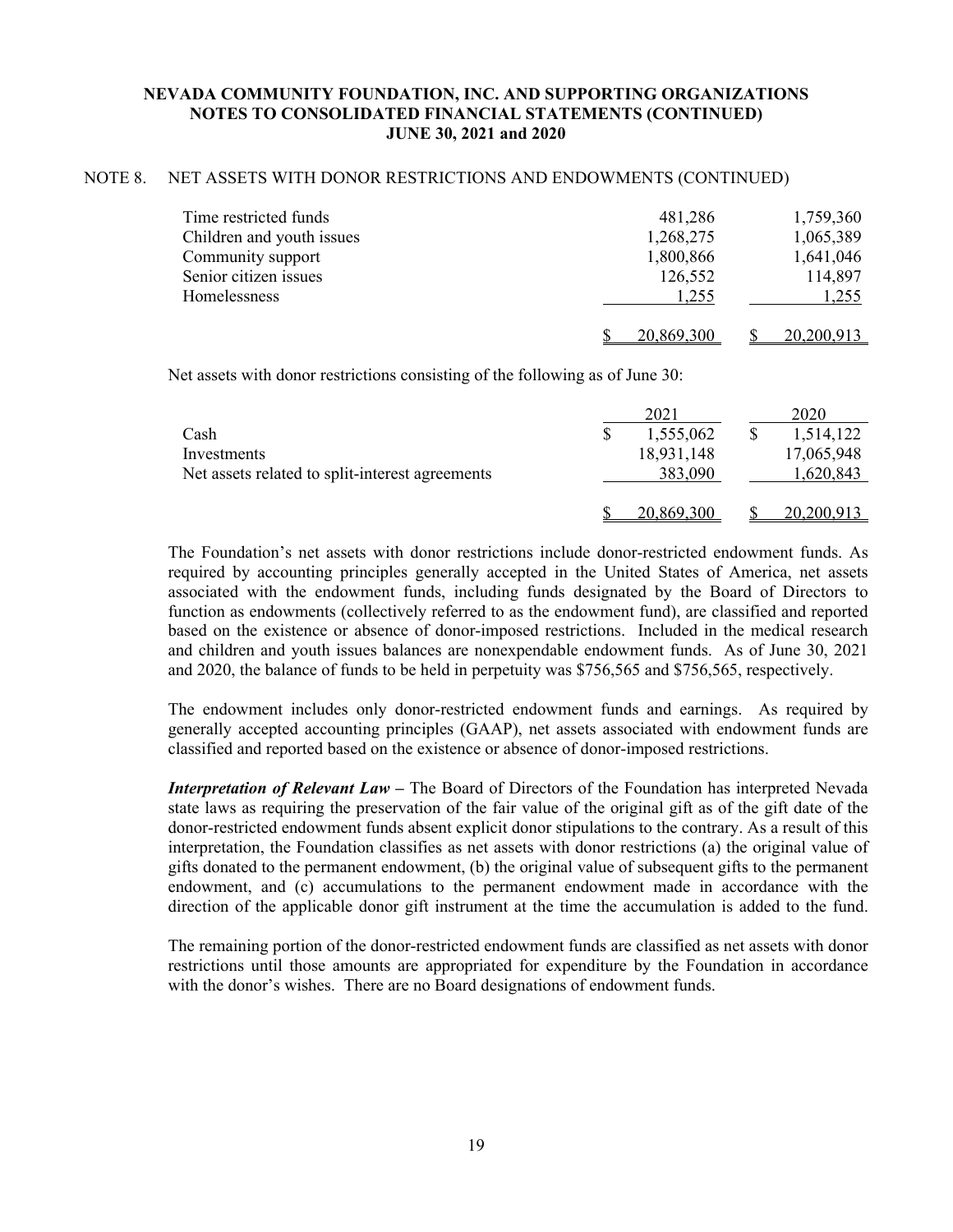### NOTE 8. NET ASSETS WITH DONOR RESTRICTIONS AND ENDOWMENTS (CONTINUED)

| | | |
|---|---|---|
| Time restricted funds | 481,286 | 1,759,360 |
| Children and youth issues | 1,268,275 | 1,065,389 |
| Community support | 1,800,866 | 1,641,046 |
| Senior citizen issues | 126,552 | 114,897 |
| Homelessness | 1,255 | 1,255 |
| | $ 20,869,300 | $ 20,200,913 |

Net assets with donor restrictions consisting of the following as of June 30:

| | 2021 | 2020 |
|---|---|---|
| Cash | $ 1,555,062 | $ 1,514,122 |
| Investments | 18,931,148 | 17,065,948 |
| Net assets related to split-interest agreements | 383,090 | 1,620,843 |
| | $ 20,869,300 | $ 20,200,913 |

The Foundation's net assets with donor restrictions include donor-restricted endowment funds. As required by accounting principles generally accepted in the United States of America, net assets associated with the endowment funds, including funds designated by the Board of Directors to function as endowments (collectively referred to as the endowment fund), are classified and reported based on the existence or absence of donor-imposed restrictions. Included in the medical research and children and youth issues balances are nonexpendable endowment funds. As of June 30, 2021 and 2020, the balance of funds to be held in perpetuity was $756,565 and $756,565, respectively.

The endowment includes only donor-restricted endowment funds and earnings. As required by generally accepted accounting principles (GAAP), net assets associated with endowment funds are classified and reported based on the existence or absence of donor-imposed restrictions.

***Interpretation of Relevant Law –*** The Board of Directors of the Foundation has interpreted Nevada state laws as requiring the preservation of the fair value of the original gift as of the gift date of the donor-restricted endowment funds absent explicit donor stipulations to the contrary. As a result of this interpretation, the Foundation classifies as net assets with donor restrictions (a) the original value of gifts donated to the permanent endowment, (b) the original value of subsequent gifts to the permanent endowment, and (c) accumulations to the permanent endowment made in accordance with the direction of the applicable donor gift instrument at the time the accumulation is added to the fund.

The remaining portion of the donor-restricted endowment funds are classified as net assets with donor restrictions until those amounts are appropriated for expenditure by the Foundation in accordance with the donor's wishes. There are no Board designations of endowment funds.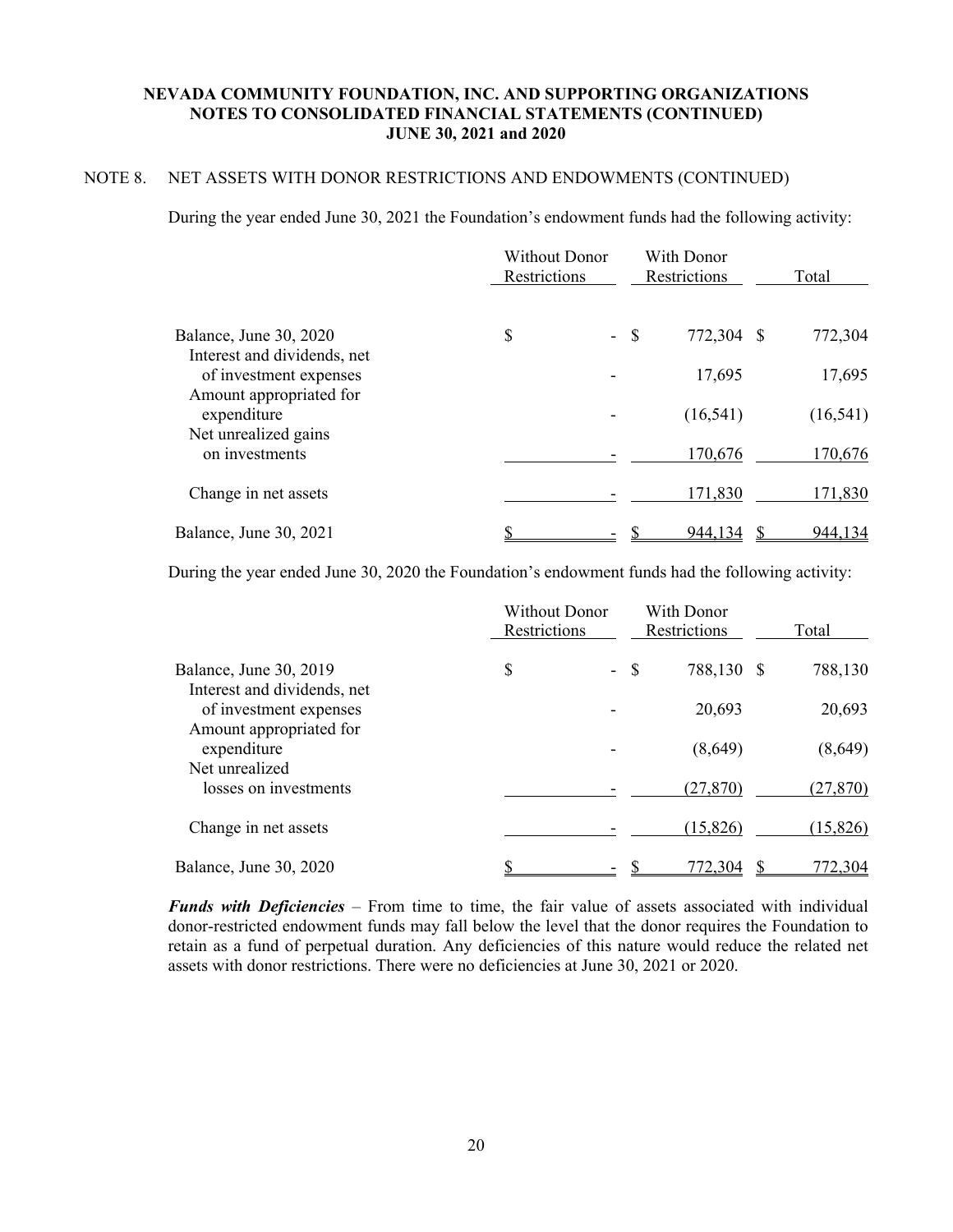# NEVADA COMMUNITY FOUNDATION, INC. AND SUPPORTING ORGANIZATIONS
## NOTES TO CONSOLIDATED FINANCIAL STATEMENTS (CONTINUED)
## JUNE 30, 2021 and 2020

NOTE 8. NET ASSETS WITH DONOR RESTRICTIONS AND ENDOWMENTS (CONTINUED)

During the year ended June 30, 2021 the Foundation's endowment funds had the following activity:

| | Without Donor Restrictions | With Donor Restrictions | Total |
|---|---|---|---|
| Balance, June 30, 2020 | $ - | $ 772,304 | $ 772,304 |
| Interest and dividends, net of investment expenses | - | 17,695 | 17,695 |
| Amount appropriated for expenditure | - | (16,541) | (16,541) |
| Net unrealized gains on investments | - | 170,676 | 170,676 |
| Change in net assets | - | 171,830 | 171,830 |
| Balance, June 30, 2021 | $ - | $ 944,134 | $ 944,134 |

During the year ended June 30, 2020 the Foundation's endowment funds had the following activity:

| | Without Donor Restrictions | With Donor Restrictions | Total |
|---|---|---|---|
| Balance, June 30, 2019 | $ - | $ 788,130 | $ 788,130 |
| Interest and dividends, net of investment expenses | - | 20,693 | 20,693 |
| Amount appropriated for expenditure | - | (8,649) | (8,649) |
| Net unrealized losses on investments | - | (27,870) | (27,870) |
| Change in net assets | - | (15,826) | (15,826) |
| Balance, June 30, 2020 | $ - | $ 772,304 | $ 772,304 |

***Funds with Deficiencies*** – From time to time, the fair value of assets associated with individual donor-restricted endowment funds may fall below the level that the donor requires the Foundation to retain as a fund of perpetual duration. Any deficiencies of this nature would reduce the related net assets with donor restrictions. There were no deficiencies at June 30, 2021 or 2020.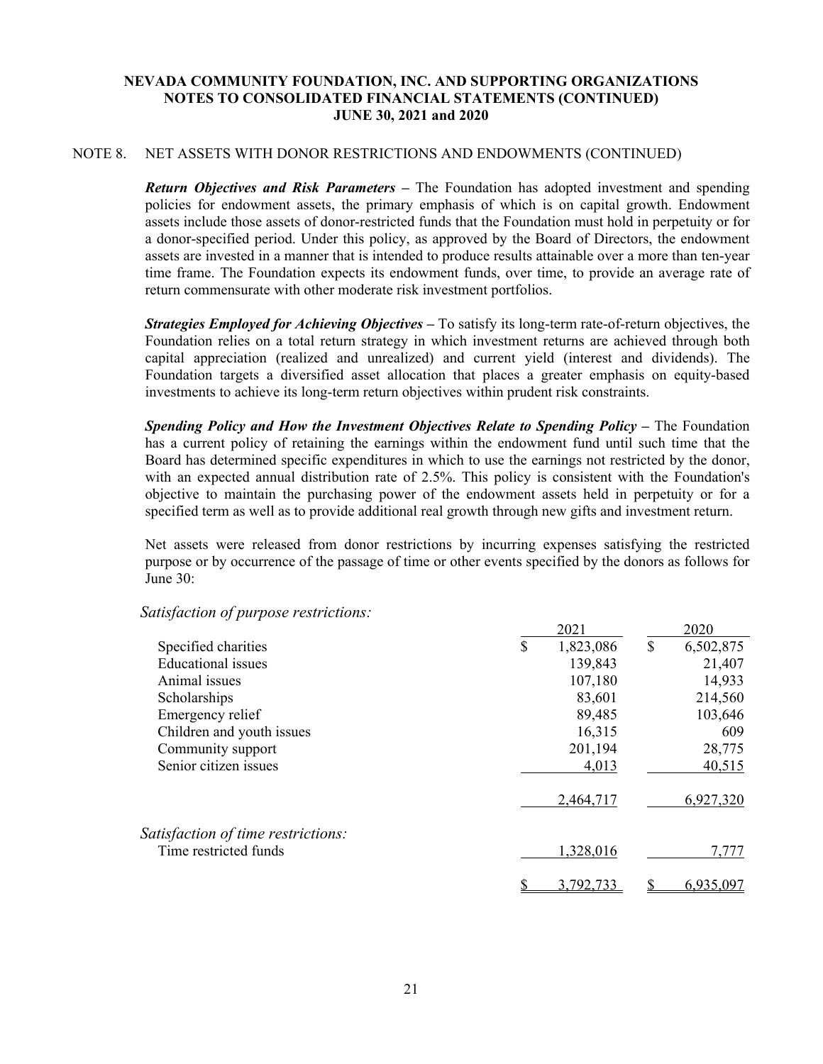## NOTE 8. NET ASSETS WITH DONOR RESTRICTIONS AND ENDOWMENTS (CONTINUED)

***Return Objectives and Risk Parameters*** **–** The Foundation has adopted investment and spending policies for endowment assets, the primary emphasis of which is on capital growth. Endowment assets include those assets of donor-restricted funds that the Foundation must hold in perpetuity or for a donor-specified period. Under this policy, as approved by the Board of Directors, the endowment assets are invested in a manner that is intended to produce results attainable over a more than ten-year time frame. The Foundation expects its endowment funds, over time, to provide an average rate of return commensurate with other moderate risk investment portfolios.

***Strategies Employed for Achieving Objectives*** **–** To satisfy its long-term rate-of-return objectives, the Foundation relies on a total return strategy in which investment returns are achieved through both capital appreciation (realized and unrealized) and current yield (interest and dividends). The Foundation targets a diversified asset allocation that places a greater emphasis on equity-based investments to achieve its long-term return objectives within prudent risk constraints.

***Spending Policy and How the Investment Objectives Relate to Spending Policy*** **–** The Foundation has a current policy of retaining the earnings within the endowment fund until such time that the Board has determined specific expenditures in which to use the earnings not restricted by the donor, with an expected annual distribution rate of 2.5%. This policy is consistent with the Foundation's objective to maintain the purchasing power of the endowment assets held in perpetuity or for a specified term as well as to provide additional real growth through new gifts and investment return.

Net assets were released from donor restrictions by incurring expenses satisfying the restricted purpose or by occurrence of the passage of time or other events specified by the donors as follows for June 30:

| | 2021 | 2020 |
|---|---|---|
| *Satisfaction of purpose restrictions:* | | |
| Specified charities | $ 1,823,086 | $ 6,502,875 |
| Educational issues | 139,843 | 21,407 |
| Animal issues | 107,180 | 14,933 |
| Scholarships | 83,601 | 214,560 |
| Emergency relief | 89,485 | 103,646 |
| Children and youth issues | 16,315 | 609 |
| Community support | 201,194 | 28,775 |
| Senior citizen issues | 4,013 | 40,515 |
| | 2,464,717 | 6,927,320 |
| *Satisfaction of time restrictions:* | | |
| Time restricted funds | 1,328,016 | 7,777 |
| | $ 3,792,733 | $ 6,935,097 |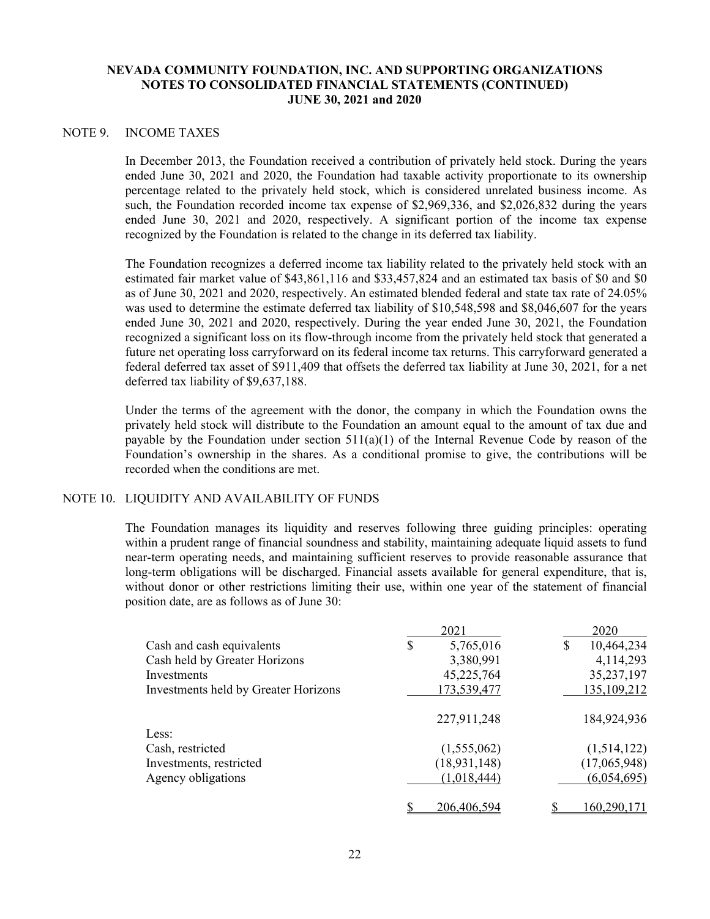**NEVADA COMMUNITY FOUNDATION, INC. AND SUPPORTING ORGANIZATIONS**
**NOTES TO CONSOLIDATED FINANCIAL STATEMENTS (CONTINUED)**
**JUNE 30, 2021 and 2020**

## NOTE 9. INCOME TAXES

In December 2013, the Foundation received a contribution of privately held stock. During the years ended June 30, 2021 and 2020, the Foundation had taxable activity proportionate to its ownership percentage related to the privately held stock, which is considered unrelated business income. As such, the Foundation recorded income tax expense of $2,969,336, and $2,026,832 during the years ended June 30, 2021 and 2020, respectively. A significant portion of the income tax expense recognized by the Foundation is related to the change in its deferred tax liability.

The Foundation recognizes a deferred income tax liability related to the privately held stock with an estimated fair market value of $43,861,116 and $33,457,824 and an estimated tax basis of $0 and $0 as of June 30, 2021 and 2020, respectively. An estimated blended federal and state tax rate of 24.05% was used to determine the estimate deferred tax liability of $10,548,598 and $8,046,607 for the years ended June 30, 2021 and 2020, respectively. During the year ended June 30, 2021, the Foundation recognized a significant loss on its flow-through income from the privately held stock that generated a future net operating loss carryforward on its federal income tax returns. This carryforward generated a federal deferred tax asset of $911,409 that offsets the deferred tax liability at June 30, 2021, for a net deferred tax liability of $9,637,188.

Under the terms of the agreement with the donor, the company in which the Foundation owns the privately held stock will distribute to the Foundation an amount equal to the amount of tax due and payable by the Foundation under section 511(a)(1) of the Internal Revenue Code by reason of the Foundation's ownership in the shares. As a conditional promise to give, the contributions will be recorded when the conditions are met.

## NOTE 10. LIQUIDITY AND AVAILABILITY OF FUNDS

The Foundation manages its liquidity and reserves following three guiding principles: operating within a prudent range of financial soundness and stability, maintaining adequate liquid assets to fund near-term operating needs, and maintaining sufficient reserves to provide reasonable assurance that long-term obligations will be discharged. Financial assets available for general expenditure, that is, without donor or other restrictions limiting their use, within one year of the statement of financial position date, are as follows as of June 30:

| | 2021 | 2020 |
|---|---|---|
| Cash and cash equivalents | $ 5,765,016 | $ 10,464,234 |
| Cash held by Greater Horizons | 3,380,991 | 4,114,293 |
| Investments | 45,225,764 | 35,237,197 |
| Investments held by Greater Horizons | 173,539,477 | 135,109,212 |
| | 227,911,248 | 184,924,936 |
| Less: | | |
| Cash, restricted | (1,555,062) | (1,514,122) |
| Investments, restricted | (18,931,148) | (17,065,948) |
| Agency obligations | (1,018,444) | (6,054,695) |
| | $ 206,406,594 | $ 160,290,171 |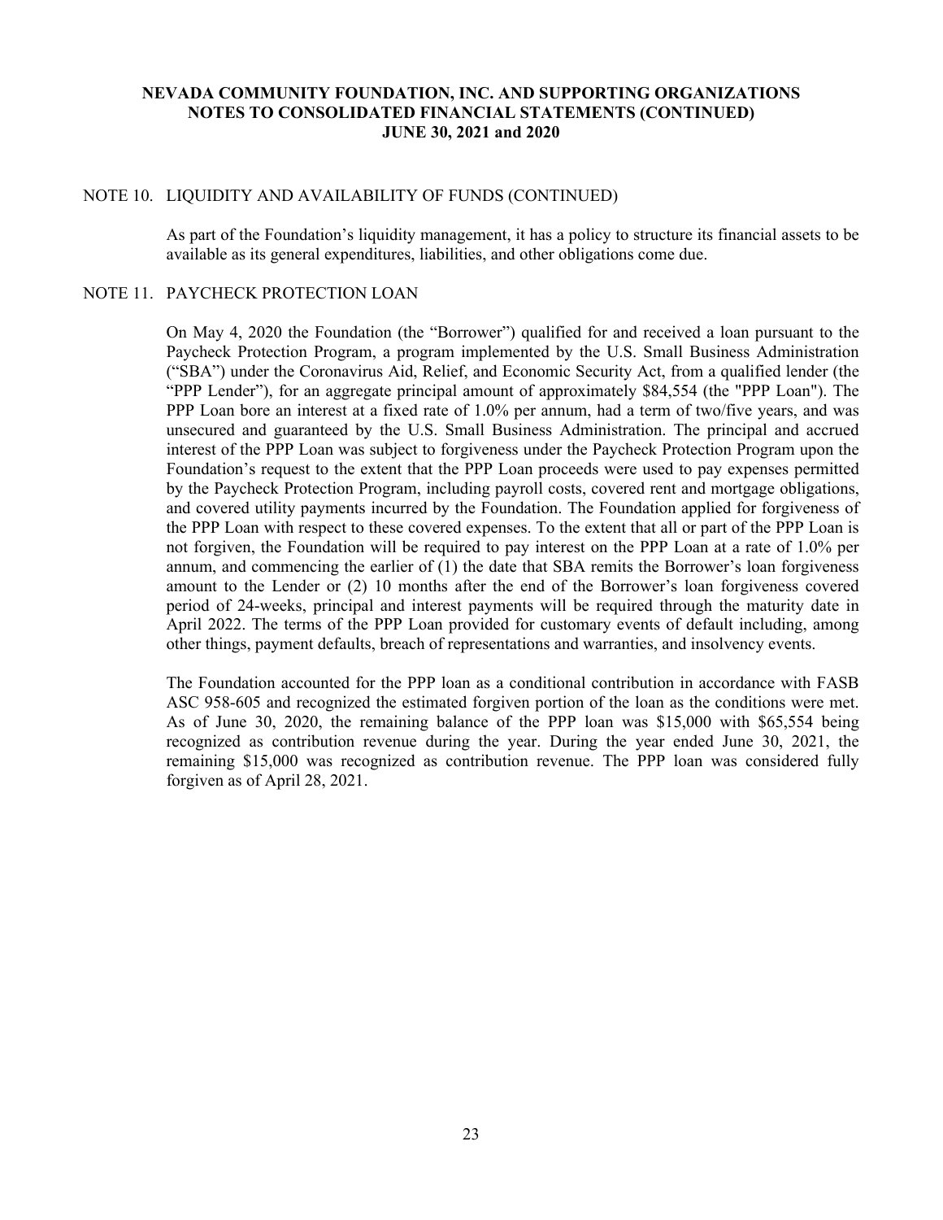## NOTE 10. LIQUIDITY AND AVAILABILITY OF FUNDS (CONTINUED)

As part of the Foundation's liquidity management, it has a policy to structure its financial assets to be available as its general expenditures, liabilities, and other obligations come due.

## NOTE 11. PAYCHECK PROTECTION LOAN

On May 4, 2020 the Foundation (the "Borrower") qualified for and received a loan pursuant to the Paycheck Protection Program, a program implemented by the U.S. Small Business Administration ("SBA") under the Coronavirus Aid, Relief, and Economic Security Act, from a qualified lender (the "PPP Lender"), for an aggregate principal amount of approximately $84,554 (the "PPP Loan"). The PPP Loan bore an interest at a fixed rate of 1.0% per annum, had a term of two/five years, and was unsecured and guaranteed by the U.S. Small Business Administration. The principal and accrued interest of the PPP Loan was subject to forgiveness under the Paycheck Protection Program upon the Foundation's request to the extent that the PPP Loan proceeds were used to pay expenses permitted by the Paycheck Protection Program, including payroll costs, covered rent and mortgage obligations, and covered utility payments incurred by the Foundation. The Foundation applied for forgiveness of the PPP Loan with respect to these covered expenses. To the extent that all or part of the PPP Loan is not forgiven, the Foundation will be required to pay interest on the PPP Loan at a rate of 1.0% per annum, and commencing the earlier of (1) the date that SBA remits the Borrower's loan forgiveness amount to the Lender or (2) 10 months after the end of the Borrower's loan forgiveness covered period of 24-weeks, principal and interest payments will be required through the maturity date in April 2022. The terms of the PPP Loan provided for customary events of default including, among other things, payment defaults, breach of representations and warranties, and insolvency events.

The Foundation accounted for the PPP loan as a conditional contribution in accordance with FASB ASC 958-605 and recognized the estimated forgiven portion of the loan as the conditions were met. As of June 30, 2020, the remaining balance of the PPP loan was $15,000 with $65,554 being recognized as contribution revenue during the year. During the year ended June 30, 2021, the remaining $15,000 was recognized as contribution revenue. The PPP loan was considered fully forgiven as of April 28, 2021.